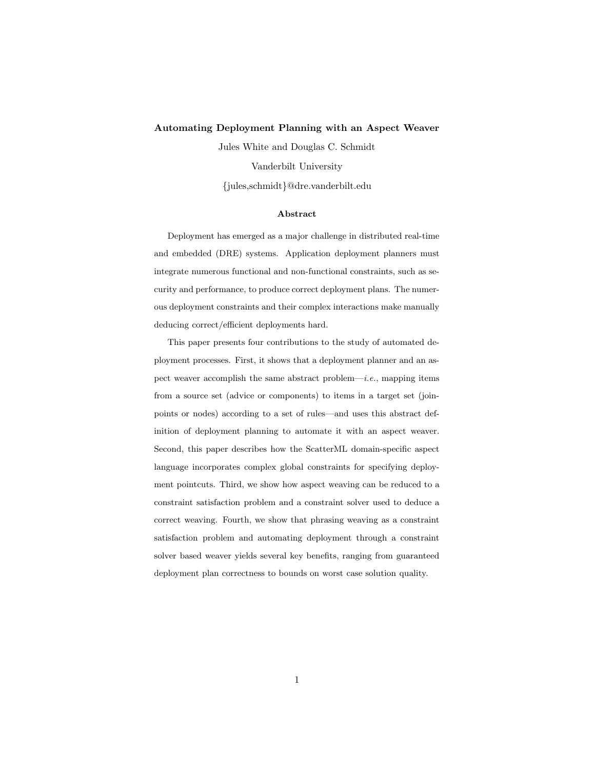# Automating Deployment Planning with an Aspect Weaver

Jules White and Douglas C. Schmidt

Vanderbilt University

{jules,schmidt}@dre.vanderbilt.edu

## Abstract

Deployment has emerged as a major challenge in distributed real-time and embedded (DRE) systems. Application deployment planners must integrate numerous functional and non-functional constraints, such as security and performance, to produce correct deployment plans. The numerous deployment constraints and their complex interactions make manually deducing correct/efficient deployments hard.

This paper presents four contributions to the study of automated deployment processes. First, it shows that a deployment planner and an aspect weaver accomplish the same abstract problem—*i.e.*, mapping items from a source set (advice or components) to items in a target set (joinpoints or nodes) according to a set of rules—and uses this abstract definition of deployment planning to automate it with an aspect weaver. Second, this paper describes how the ScatterML domain-specific aspect language incorporates complex global constraints for specifying deployment pointcuts. Third, we show how aspect weaving can be reduced to a constraint satisfaction problem and a constraint solver used to deduce a correct weaving. Fourth, we show that phrasing weaving as a constraint satisfaction problem and automating deployment through a constraint solver based weaver yields several key benefits, ranging from guaranteed deployment plan correctness to bounds on worst case solution quality.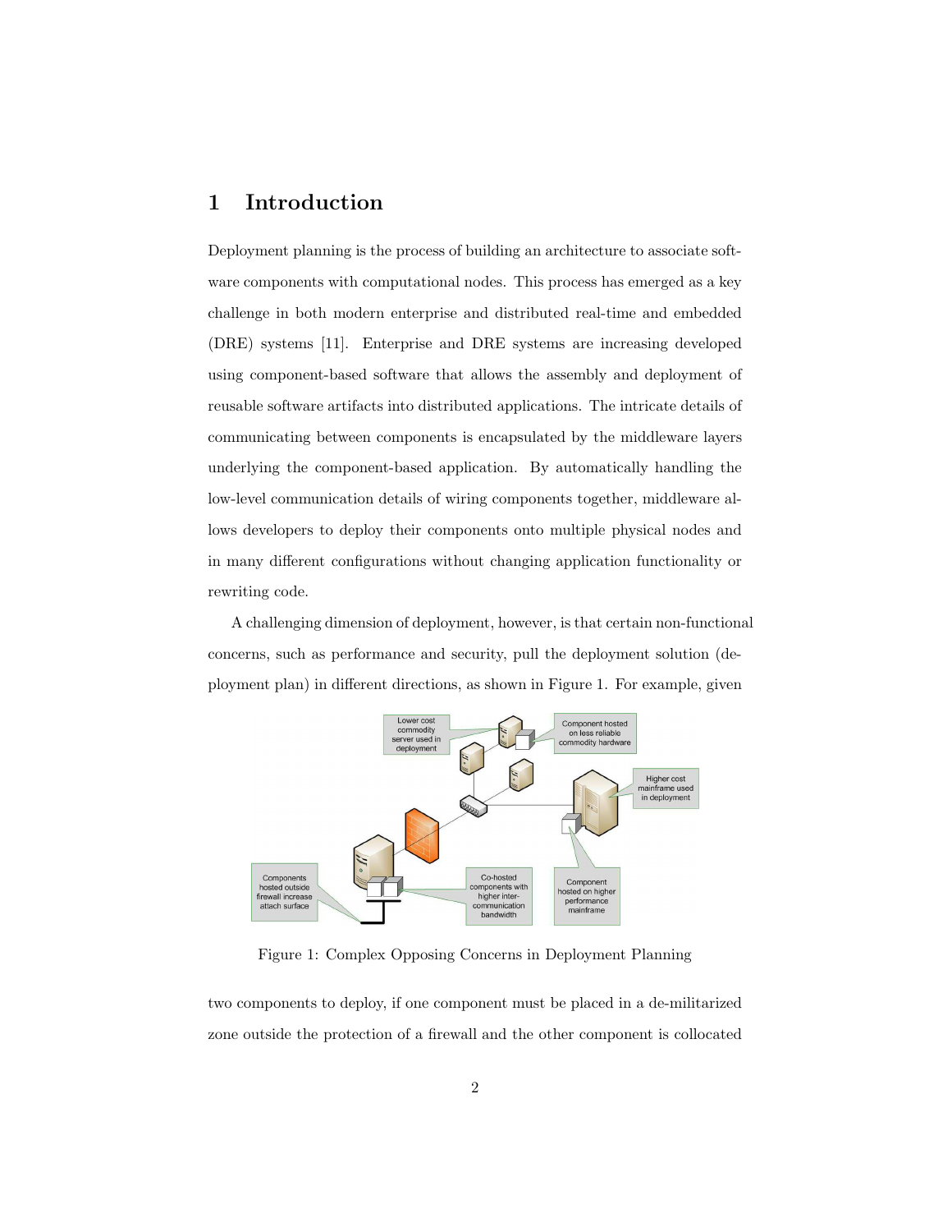# 1 Introduction

Deployment planning is the process of building an architecture to associate software components with computational nodes. This process has emerged as a key challenge in both modern enterprise and distributed real-time and embedded (DRE) systems [11]. Enterprise and DRE systems are increasing developed using component-based software that allows the assembly and deployment of reusable software artifacts into distributed applications. The intricate details of communicating between components is encapsulated by the middleware layers underlying the component-based application. By automatically handling the low-level communication details of wiring components together, middleware allows developers to deploy their components onto multiple physical nodes and in many different configurations without changing application functionality or rewriting code.

A challenging dimension of deployment, however, is that certain non-functional concerns, such as performance and security, pull the deployment solution (deployment plan) in different directions, as shown in Figure 1. For example, given

Figure 1: Complex Opposing Concerns in Deployment Planning

two components to deploy, if one component must be placed in a de-militarized zone outside the protection of a firewall and the other component is collocated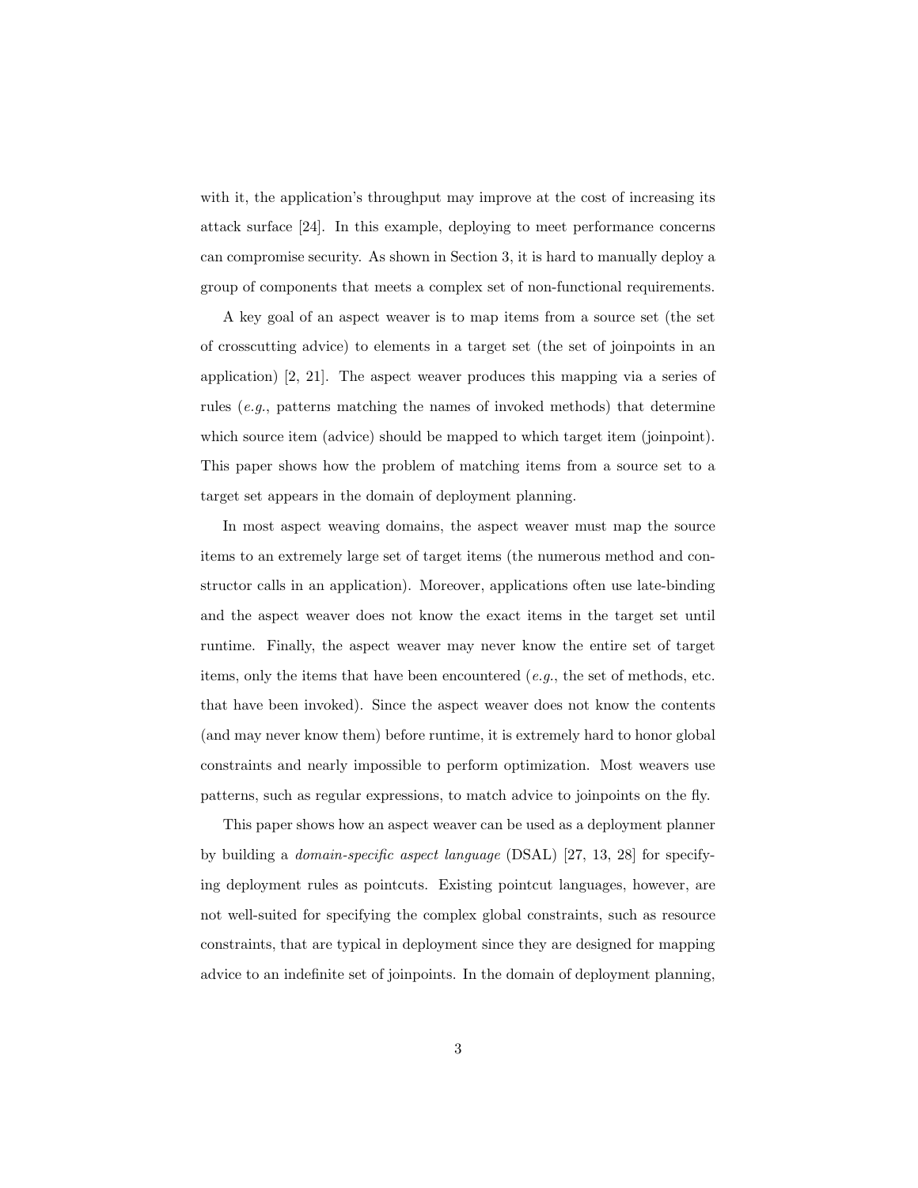with it, the application's throughput may improve at the cost of increasing its attack surface [24]. In this example, deploying to meet performance concerns can compromise security. As shown in Section 3, it is hard to manually deploy a group of components that meets a complex set of non-functional requirements.

A key goal of an aspect weaver is to map items from a source set (the set of crosscutting advice) to elements in a target set (the set of joinpoints in an application) [2, 21]. The aspect weaver produces this mapping via a series of rules (*e.g.*, patterns matching the names of invoked methods) that determine which source item (advice) should be mapped to which target item (joinpoint). This paper shows how the problem of matching items from a source set to a target set appears in the domain of deployment planning.

In most aspect weaving domains, the aspect weaver must map the source items to an extremely large set of target items (the numerous method and constructor calls in an application). Moreover, applications often use late-binding and the aspect weaver does not know the exact items in the target set until runtime. Finally, the aspect weaver may never know the entire set of target items, only the items that have been encountered (*e.g.*, the set of methods, etc. that have been invoked). Since the aspect weaver does not know the contents (and may never know them) before runtime, it is extremely hard to honor global constraints and nearly impossible to perform optimization. Most weavers use patterns, such as regular expressions, to match advice to joinpoints on the fly.

This paper shows how an aspect weaver can be used as a deployment planner by building a *domain-specific aspect language* (DSAL) [27, 13, 28] for specifying deployment rules as pointcuts. Existing pointcut languages, however, are not well-suited for specifying the complex global constraints, such as resource constraints, that are typical in deployment since they are designed for mapping advice to an indefinite set of joinpoints. In the domain of deployment planning,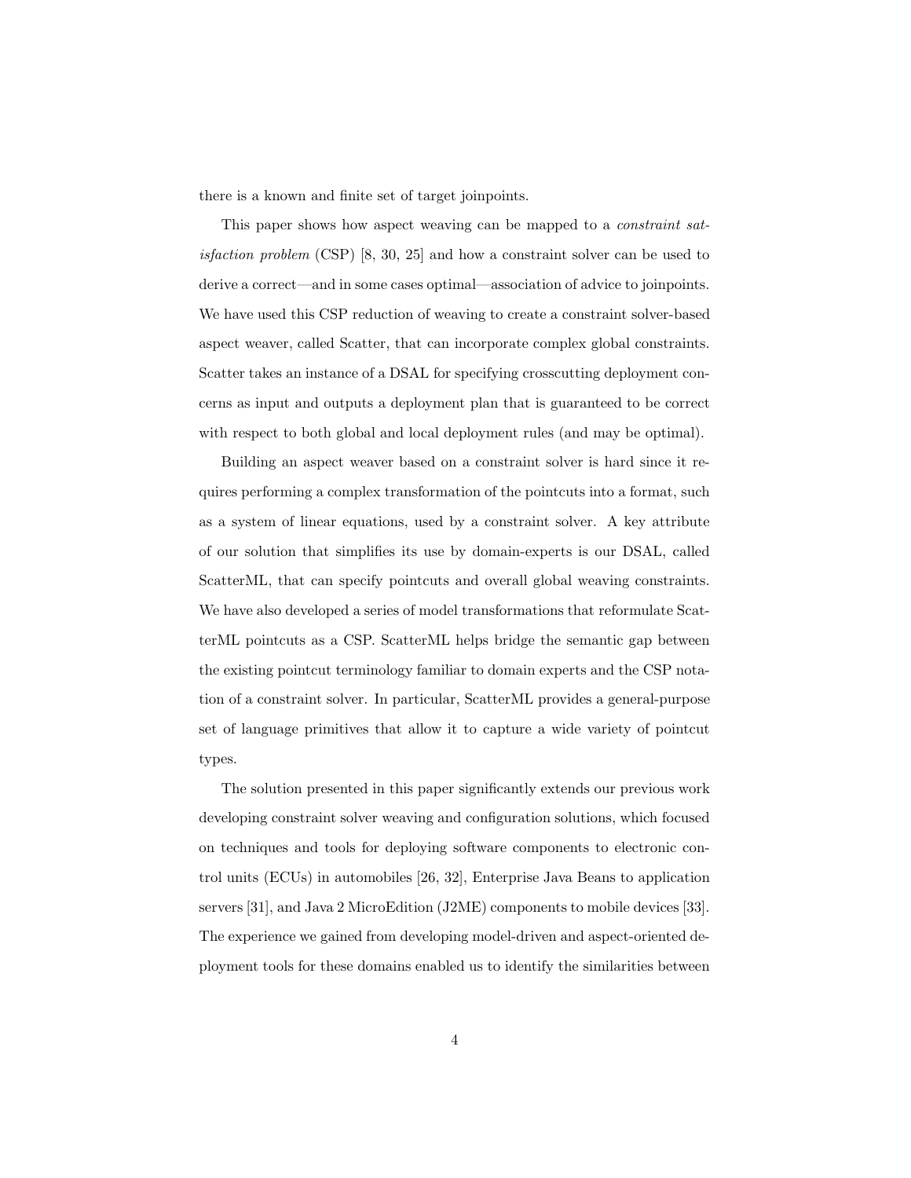there is a known and finite set of target joinpoints.

This paper shows how aspect weaving can be mapped to a *constraint satisfaction problem* (CSP) [8, 30, 25] and how a constraint solver can be used to derive a correct—and in some cases optimal—association of advice to joinpoints. We have used this CSP reduction of weaving to create a constraint solver-based aspect weaver, called Scatter, that can incorporate complex global constraints. Scatter takes an instance of a DSAL for specifying crosscutting deployment concerns as input and outputs a deployment plan that is guaranteed to be correct with respect to both global and local deployment rules (and may be optimal).

Building an aspect weaver based on a constraint solver is hard since it requires performing a complex transformation of the pointcuts into a format, such as a system of linear equations, used by a constraint solver. A key attribute of our solution that simplifies its use by domain-experts is our DSAL, called ScatterML, that can specify pointcuts and overall global weaving constraints. We have also developed a series of model transformations that reformulate ScatterML pointcuts as a CSP. ScatterML helps bridge the semantic gap between the existing pointcut terminology familiar to domain experts and the CSP notation of a constraint solver. In particular, ScatterML provides a general-purpose set of language primitives that allow it to capture a wide variety of pointcut types.

The solution presented in this paper significantly extends our previous work developing constraint solver weaving and configuration solutions, which focused on techniques and tools for deploying software components to electronic control units (ECUs) in automobiles [26, 32], Enterprise Java Beans to application servers [31], and Java 2 MicroEdition (J2ME) components to mobile devices [33]. The experience we gained from developing model-driven and aspect-oriented deployment tools for these domains enabled us to identify the similarities between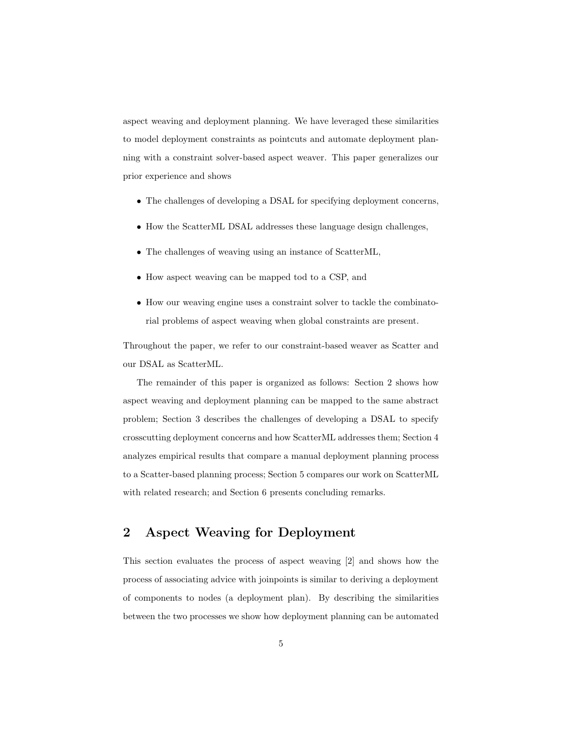aspect weaving and deployment planning. We have leveraged these similarities to model deployment constraints as pointcuts and automate deployment planning with a constraint solver-based aspect weaver. This paper generalizes our prior experience and shows

- The challenges of developing a DSAL for specifying deployment concerns,
- How the ScatterML DSAL addresses these language design challenges,
- The challenges of weaving using an instance of ScatterML,
- How aspect weaving can be mapped tod to a CSP, and
- How our weaving engine uses a constraint solver to tackle the combinatorial problems of aspect weaving when global constraints are present.

Throughout the paper, we refer to our constraint-based weaver as Scatter and our DSAL as ScatterML.

The remainder of this paper is organized as follows: Section 2 shows how aspect weaving and deployment planning can be mapped to the same abstract problem; Section 3 describes the challenges of developing a DSAL to specify crosscutting deployment concerns and how ScatterML addresses them; Section 4 analyzes empirical results that compare a manual deployment planning process to a Scatter-based planning process; Section 5 compares our work on ScatterML with related research; and Section 6 presents concluding remarks.

## 2 Aspect Weaving for Deployment

This section evaluates the process of aspect weaving [2] and shows how the process of associating advice with joinpoints is similar to deriving a deployment of components to nodes (a deployment plan). By describing the similarities between the two processes we show how deployment planning can be automated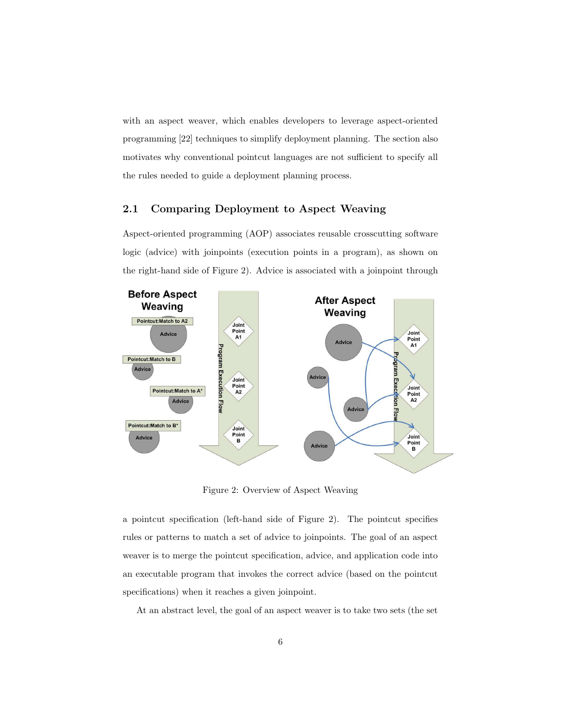with an aspect weaver, which enables developers to leverage aspect-oriented programming [22] techniques to simplify deployment planning. The section also motivates why conventional pointcut languages are not sufficient to specify all the rules needed to guide a deployment planning process.

## 2.1 Comparing Deployment to Aspect Weaving

Aspect-oriented programming (AOP) associates reusable crosscutting software logic (advice) with joinpoints (execution points in a program), as shown on the right-hand side of Figure 2). Advice is associated with a joinpoint through

Figure 2: Overview of Aspect Weaving

a pointcut specification (left-hand side of Figure 2). The pointcut specifies rules or patterns to match a set of advice to joinpoints. The goal of an aspect weaver is to merge the pointcut specification, advice, and application code into an executable program that invokes the correct advice (based on the pointcut specifications) when it reaches a given joinpoint.

At an abstract level, the goal of an aspect weaver is to take two sets (the set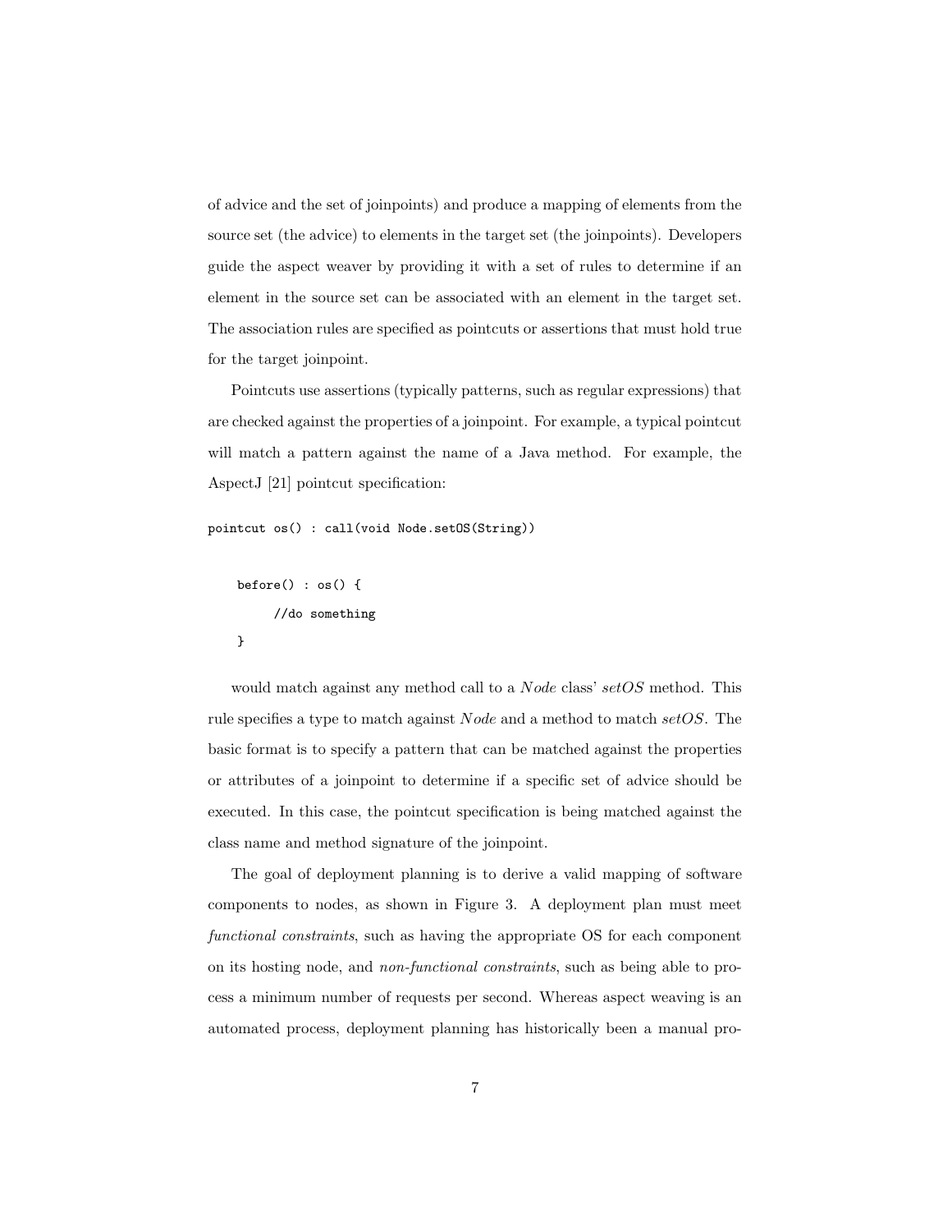of advice and the set of joinpoints) and produce a mapping of elements from the source set (the advice) to elements in the target set (the joinpoints). Developers guide the aspect weaver by providing it with a set of rules to determine if an element in the source set can be associated with an element in the target set. The association rules are specified as pointcuts or assertions that must hold true for the target joinpoint.

Pointcuts use assertions (typically patterns, such as regular expressions) that are checked against the properties of a joinpoint. For example, a typical pointcut will match a pattern against the name of a Java method. For example, the AspectJ [21] pointcut specification:

```
pointcut os() : call(void Node.setOS(String))


    before() : os() {
         //do something
    }
```

would match against any method call to a *Node* class' *setOS* method. This rule specifies a type to match against *Node* and a method to match *setOS*. The basic format is to specify a pattern that can be matched against the properties or attributes of a joinpoint to determine if a specific set of advice should be executed. In this case, the pointcut specification is being matched against the class name and method signature of the joinpoint.

The goal of deployment planning is to derive a valid mapping of software components to nodes, as shown in Figure 3. A deployment plan must meet *functional constraints*, such as having the appropriate OS for each component on its hosting node, and *non-functional constraints*, such as being able to process a minimum number of requests per second. Whereas aspect weaving is an automated process, deployment planning has historically been a manual pro-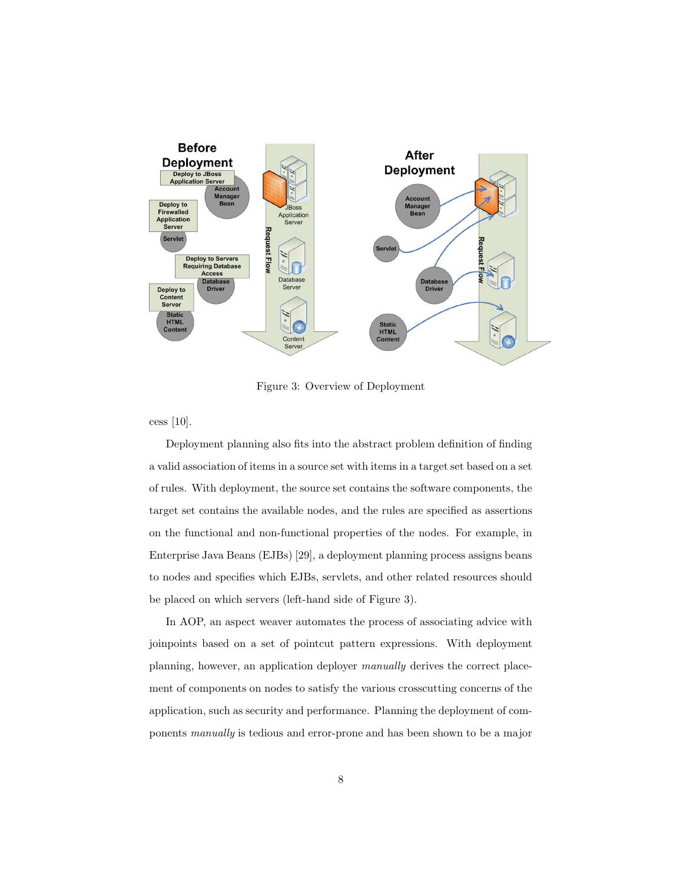Figure 3: Overview of Deployment

cess [10].

Deployment planning also fits into the abstract problem definition of finding a valid association of items in a source set with items in a target set based on a set of rules. With deployment, the source set contains the software components, the target set contains the available nodes, and the rules are specified as assertions on the functional and non-functional properties of the nodes. For example, in Enterprise Java Beans (EJBs) [29], a deployment planning process assigns beans to nodes and specifies which EJBs, servlets, and other related resources should be placed on which servers (left-hand side of Figure 3).

In AOP, an aspect weaver automates the process of associating advice with joinpoints based on a set of pointcut pattern expressions. With deployment planning, however, an application deployer *manually* derives the correct placement of components on nodes to satisfy the various crosscutting concerns of the application, such as security and performance. Planning the deployment of components *manually* is tedious and error-prone and has been shown to be a major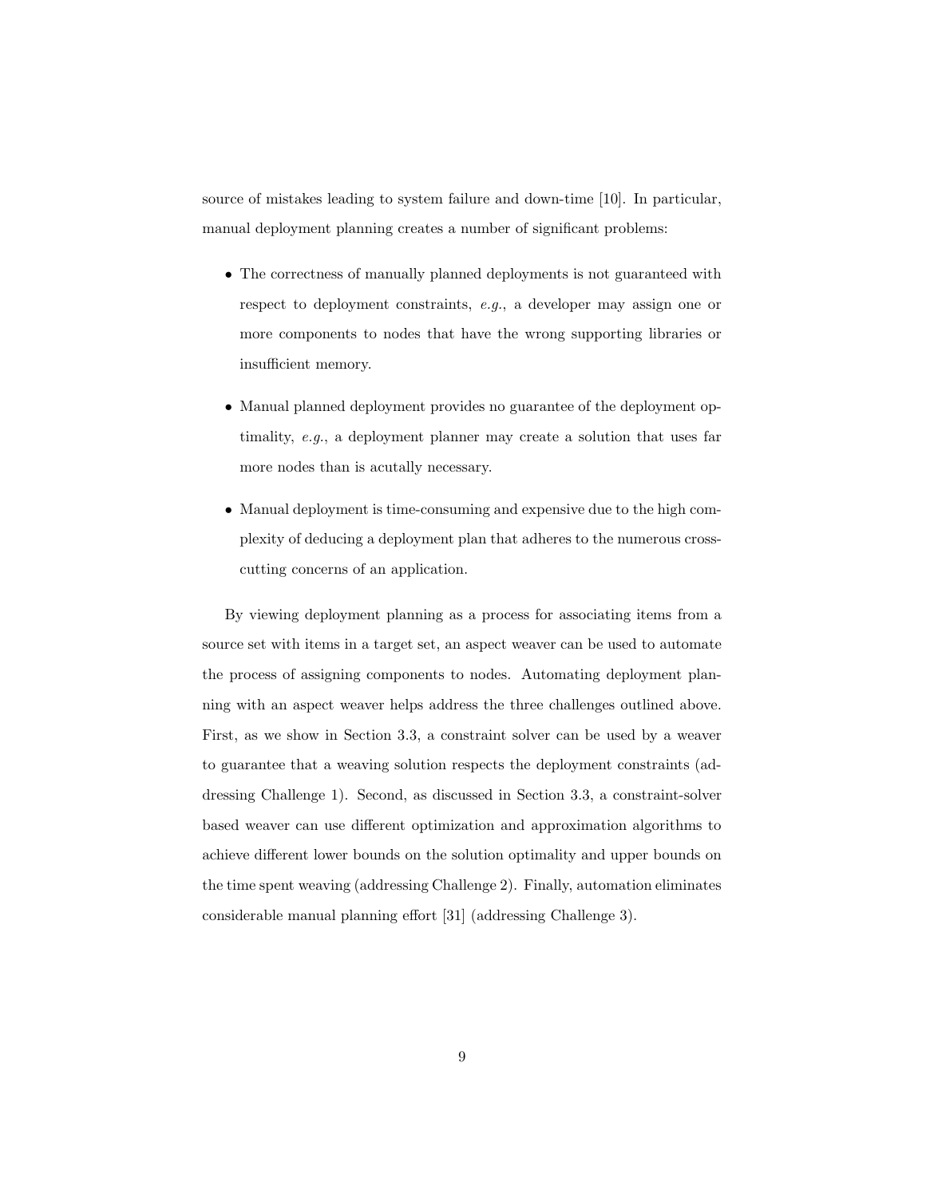source of mistakes leading to system failure and down-time [10]. In particular, manual deployment planning creates a number of significant problems:

- The correctness of manually planned deployments is not guaranteed with respect to deployment constraints, *e.g.*, a developer may assign one or more components to nodes that have the wrong supporting libraries or insufficient memory.

- Manual planned deployment provides no guarantee of the deployment optimality, *e.g.*, a deployment planner may create a solution that uses far more nodes than is acutally necessary.

- Manual deployment is time-consuming and expensive due to the high complexity of deducing a deployment plan that adheres to the numerous cross-cutting concerns of an application.

By viewing deployment planning as a process for associating items from a source set with items in a target set, an aspect weaver can be used to automate the process of assigning components to nodes. Automating deployment planning with an aspect weaver helps address the three challenges outlined above. First, as we show in Section 3.3, a constraint solver can be used by a weaver to guarantee that a weaving solution respects the deployment constraints (addressing Challenge 1). Second, as discussed in Section 3.3, a constraint-solver based weaver can use different optimization and approximation algorithms to achieve different lower bounds on the solution optimality and upper bounds on the time spent weaving (addressing Challenge 2). Finally, automation eliminates considerable manual planning effort [31] (addressing Challenge 3).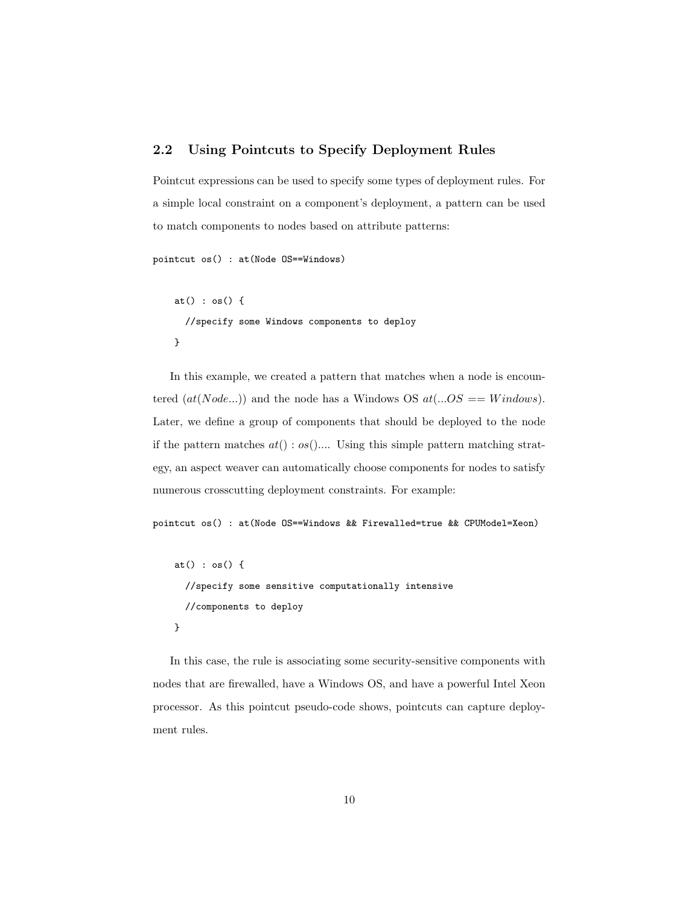## 2.2 Using Pointcuts to Specify Deployment Rules

Pointcut expressions can be used to specify some types of deployment rules. For a simple local constraint on a component's deployment, a pattern can be used to match components to nodes based on attribute patterns:

```
pointcut os() : at(Node OS==Windows)

   at() : os() {
     //specify some Windows components to deploy
   }
```

In this example, we created a pattern that matches when a node is encountered ($at(Node...)$) and the node has a Windows OS $at(...OS == Windows)$. Later, we define a group of components that should be deployed to the node if the pattern matches $at() : os()$.... Using this simple pattern matching strategy, an aspect weaver can automatically choose components for nodes to satisfy numerous crosscutting deployment constraints. For example:

```
pointcut os() : at(Node OS==Windows && Firewalled=true && CPUModel=Xeon)

   at() : os() {
     //specify some sensitive computationally intensive
     //components to deploy
   }
```

In this case, the rule is associating some security-sensitive components with nodes that are firewalled, have a Windows OS, and have a powerful Intel Xeon processor. As this pointcut pseudo-code shows, pointcuts can capture deployment rules.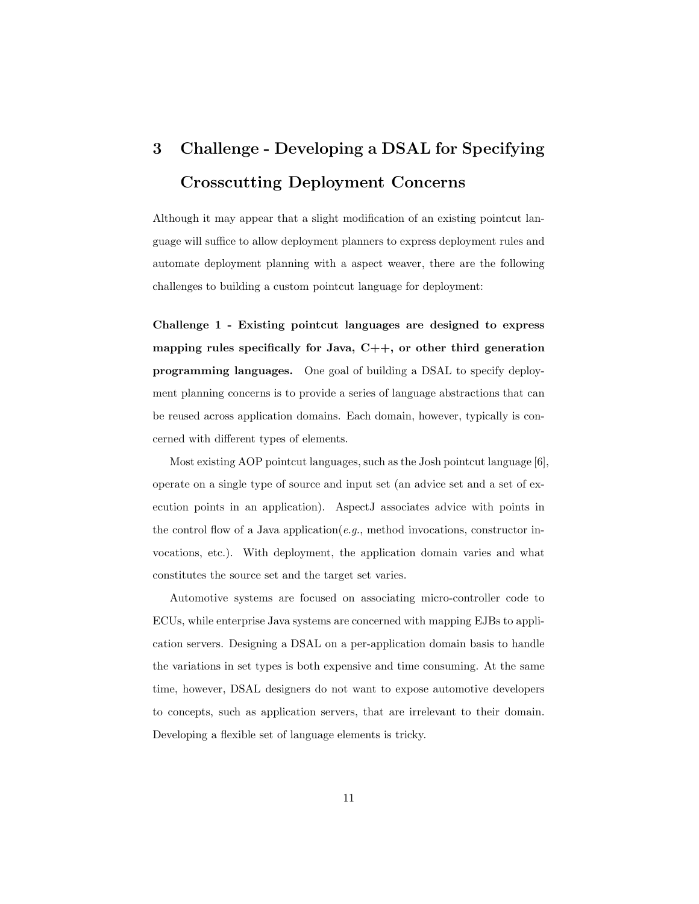# 3 Challenge - Developing a DSAL for Specifying Crosscutting Deployment Concerns

Although it may appear that a slight modification of an existing pointcut language will suffice to allow deployment planners to express deployment rules and automate deployment planning with a aspect weaver, there are the following challenges to building a custom pointcut language for deployment:

**Challenge 1 - Existing pointcut languages are designed to express mapping rules specifically for Java, C++, or other third generation programming languages.** One goal of building a DSAL to specify deployment planning concerns is to provide a series of language abstractions that can be reused across application domains. Each domain, however, typically is concerned with different types of elements.

Most existing AOP pointcut languages, such as the Josh pointcut language [6], operate on a single type of source and input set (an advice set and a set of execution points in an application). AspectJ associates advice with points in the control flow of a Java application(*e.g.*, method invocations, constructor invocations, etc.). With deployment, the application domain varies and what constitutes the source set and the target set varies.

Automotive systems are focused on associating micro-controller code to ECUs, while enterprise Java systems are concerned with mapping EJBs to application servers. Designing a DSAL on a per-application domain basis to handle the variations in set types is both expensive and time consuming. At the same time, however, DSAL designers do not want to expose automotive developers to concepts, such as application servers, that are irrelevant to their domain. Developing a flexible set of language elements is tricky.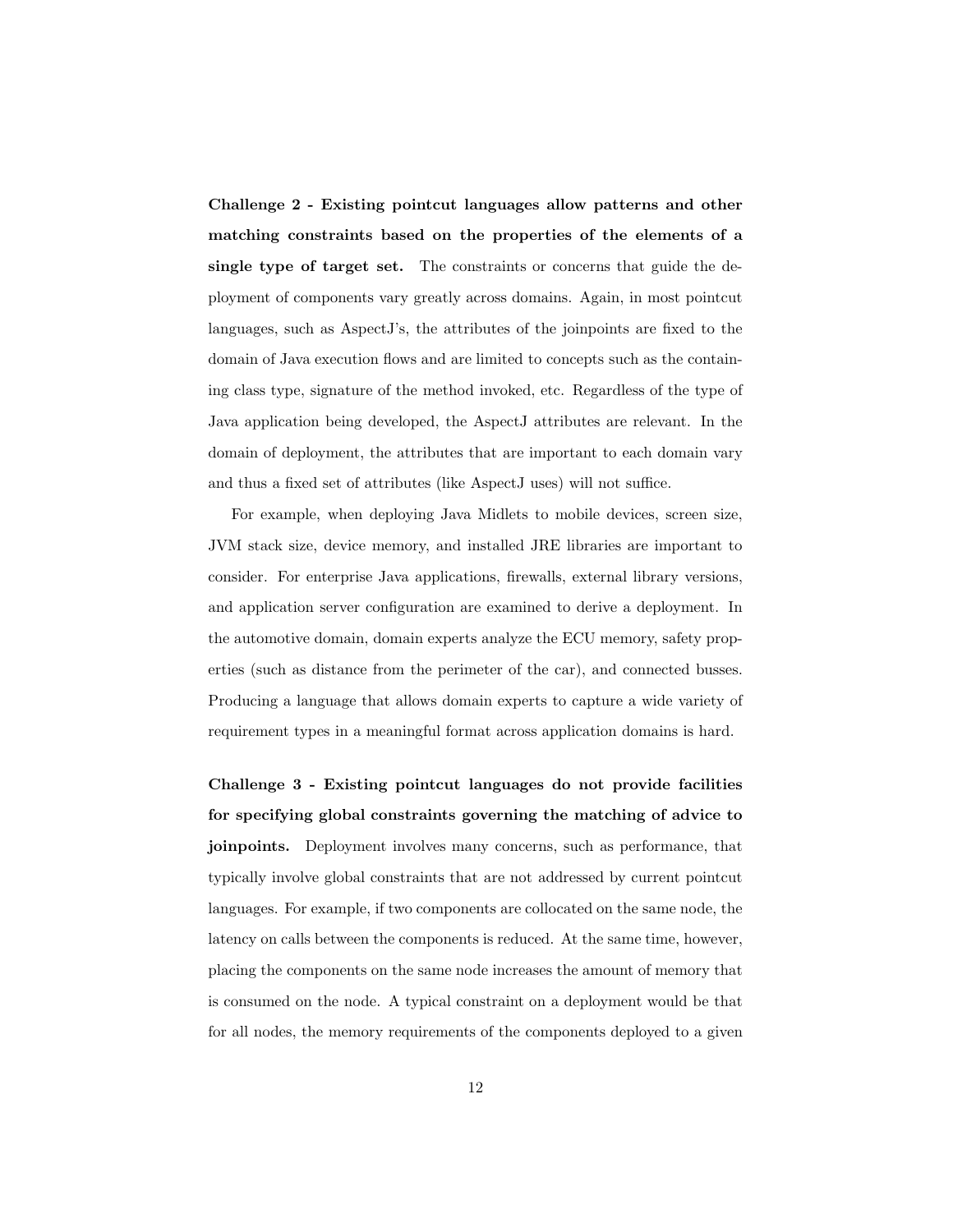**Challenge 2 - Existing pointcut languages allow patterns and other matching constraints based on the properties of the elements of a single type of target set.** The constraints or concerns that guide the deployment of components vary greatly across domains. Again, in most pointcut languages, such as AspectJ's, the attributes of the joinpoints are fixed to the domain of Java execution flows and are limited to concepts such as the containing class type, signature of the method invoked, etc. Regardless of the type of Java application being developed, the AspectJ attributes are relevant. In the domain of deployment, the attributes that are important to each domain vary and thus a fixed set of attributes (like AspectJ uses) will not suffice.

For example, when deploying Java Midlets to mobile devices, screen size, JVM stack size, device memory, and installed JRE libraries are important to consider. For enterprise Java applications, firewalls, external library versions, and application server configuration are examined to derive a deployment. In the automotive domain, domain experts analyze the ECU memory, safety properties (such as distance from the perimeter of the car), and connected busses. Producing a language that allows domain experts to capture a wide variety of requirement types in a meaningful format across application domains is hard.

**Challenge 3 - Existing pointcut languages do not provide facilities for specifying global constraints governing the matching of advice to joinpoints.** Deployment involves many concerns, such as performance, that typically involve global constraints that are not addressed by current pointcut languages. For example, if two components are collocated on the same node, the latency on calls between the components is reduced. At the same time, however, placing the components on the same node increases the amount of memory that is consumed on the node. A typical constraint on a deployment would be that for all nodes, the memory requirements of the components deployed to a given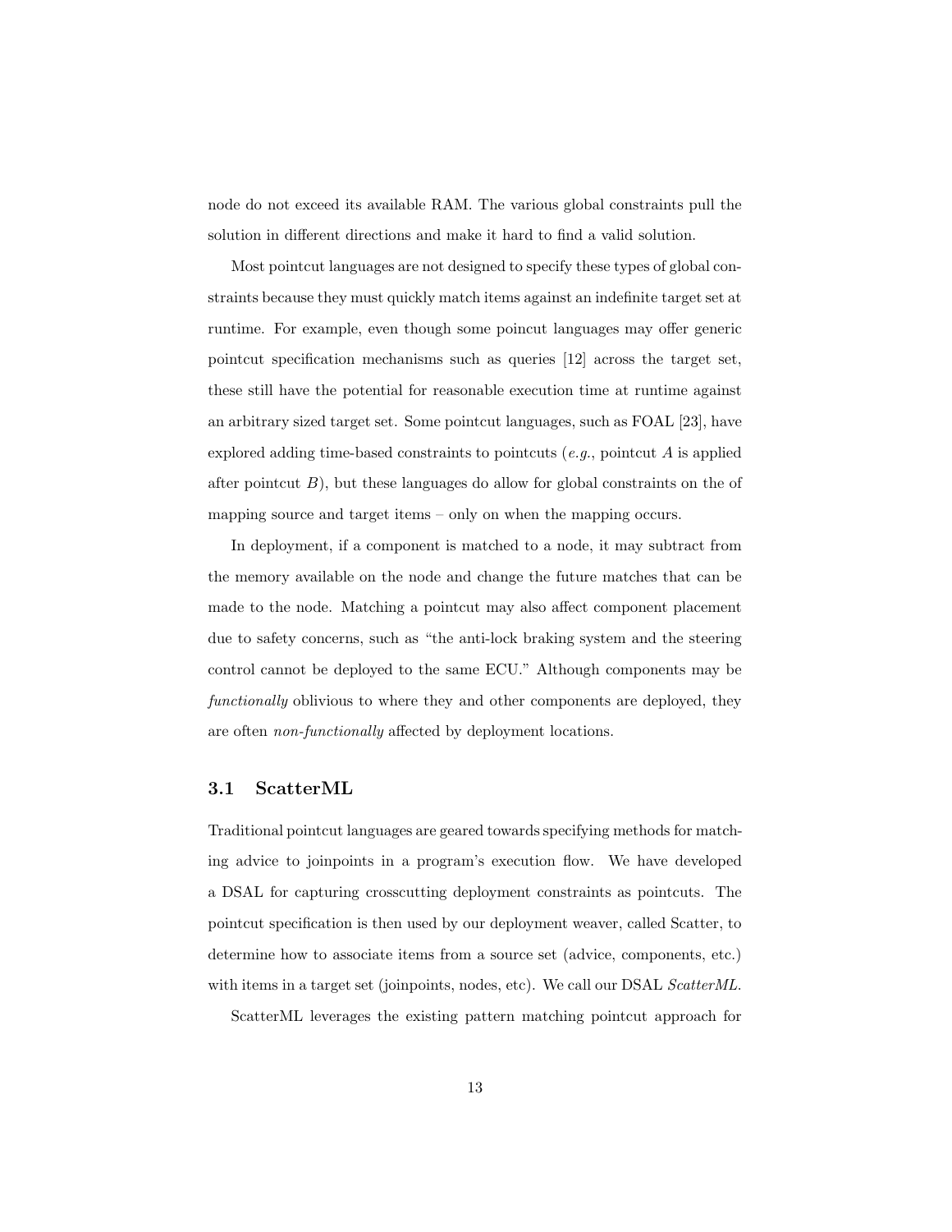node do not exceed its available RAM. The various global constraints pull the solution in different directions and make it hard to find a valid solution.

Most pointcut languages are not designed to specify these types of global constraints because they must quickly match items against an indefinite target set at runtime. For example, even though some poincut languages may offer generic pointcut specification mechanisms such as queries [12] across the target set, these still have the potential for reasonable execution time at runtime against an arbitrary sized target set. Some pointcut languages, such as FOAL [23], have explored adding time-based constraints to pointcuts (*e.g.*, pointcut $A$ is applied after pointcut $B$), but these languages do allow for global constraints on the of mapping source and target items – only on when the mapping occurs.

In deployment, if a component is matched to a node, it may subtract from the memory available on the node and change the future matches that can be made to the node. Matching a pointcut may also affect component placement due to safety concerns, such as "the anti-lock braking system and the steering control cannot be deployed to the same ECU." Although components may be *functionally* oblivious to where they and other components are deployed, they are often *non-functionally* affected by deployment locations.

### 3.1 ScatterML

Traditional pointcut languages are geared towards specifying methods for matching advice to joinpoints in a program's execution flow. We have developed a DSAL for capturing crosscutting deployment constraints as pointcuts. The pointcut specification is then used by our deployment weaver, called Scatter, to determine how to associate items from a source set (advice, components, etc.) with items in a target set (joinpoints, nodes, etc). We call our DSAL *ScatterML*.

ScatterML leverages the existing pattern matching pointcut approach for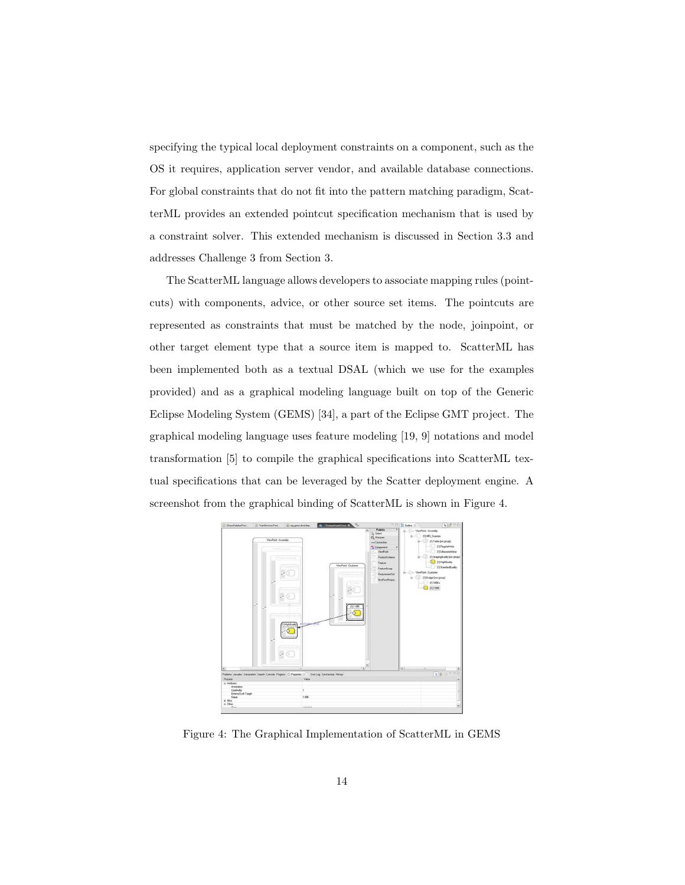specifying the typical local deployment constraints on a component, such as the OS it requires, application server vendor, and available database connections. For global constraints that do not fit into the pattern matching paradigm, ScatterML provides an extended pointcut specification mechanism that is used by a constraint solver. This extended mechanism is discussed in Section 3.3 and addresses Challenge 3 from Section 3.

The ScatterML language allows developers to associate mapping rules (pointcuts) with components, advice, or other source set items. The pointcuts are represented as constraints that must be matched by the node, joinpoint, or other target element type that a source item is mapped to. ScatterML has been implemented both as a textual DSAL (which we use for the examples provided) and as a graphical modeling language built on top of the Generic Eclipse Modeling System (GEMS) [34], a part of the Eclipse GMT project. The graphical modeling language uses feature modeling [19, 9] notations and model transformation [5] to compile the graphical specifications into ScatterML textual specifications that can be leveraged by the Scatter deployment engine. A screenshot from the graphical binding of ScatterML is shown in Figure 4.

Figure 4: The Graphical Implementation of ScatterML in GEMS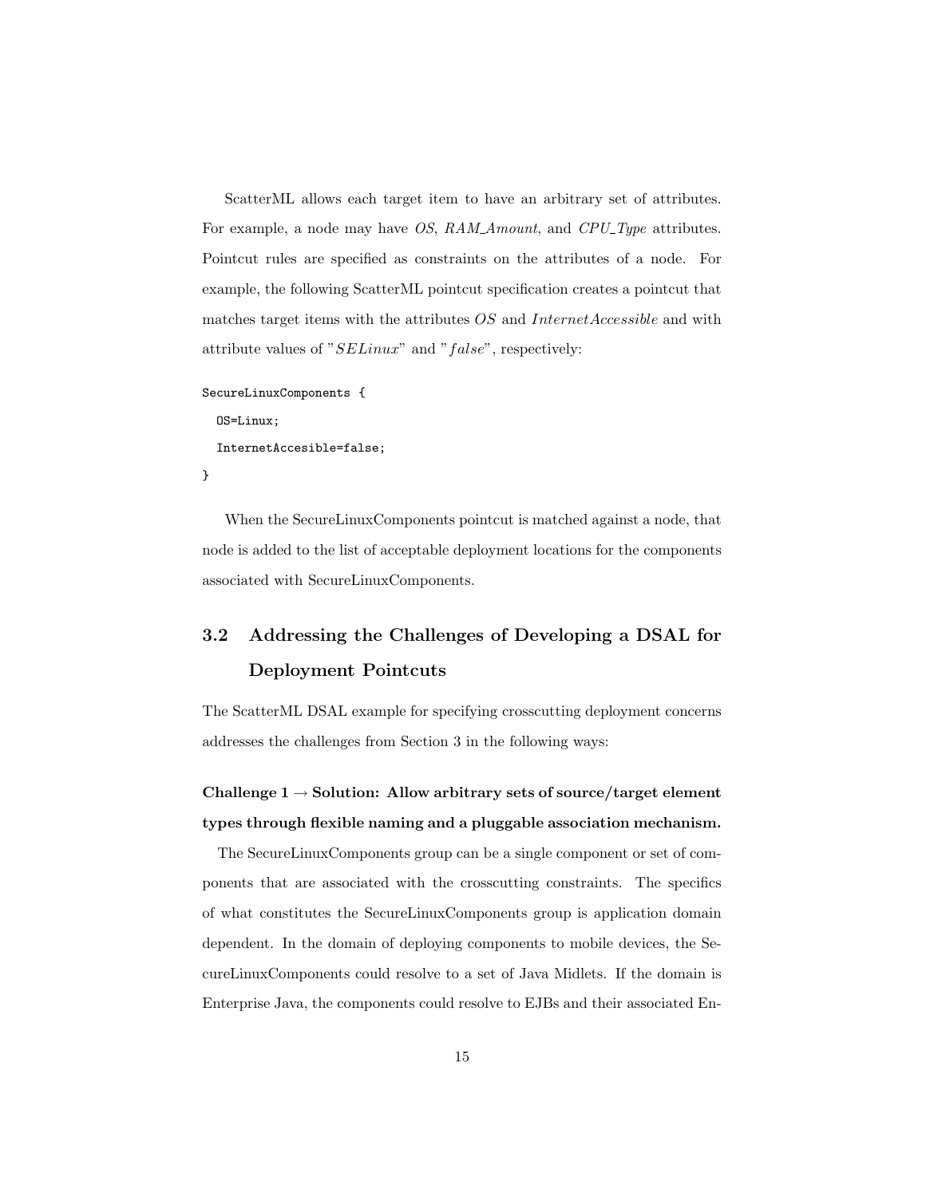ScatterML allows each target item to have an arbitrary set of attributes. For example, a node may have *OS*, *RAM_Amount*, and *CPU_Type* attributes. Pointcut rules are specified as constraints on the attributes of a node. For example, the following ScatterML pointcut specification creates a pointcut that matches target items with the attributes *OS* and *InternetAccessible* and with attribute values of "*SELinux*" and "*false*", respectively:

```
SecureLinuxComponents {
  OS=Linux;
  InternetAccesible=false;
}
```

When the SecureLinuxComponents pointcut is matched against a node, that node is added to the list of acceptable deployment locations for the components associated with SecureLinuxComponents.

## 3.2 Addressing the Challenges of Developing a DSAL for Deployment Pointcuts

The ScatterML DSAL example for specifying crosscutting deployment concerns addresses the challenges from Section 3 in the following ways:

**Challenge 1 → Solution: Allow arbitrary sets of source/target element types through flexible naming and a pluggable association mechanism.**

The SecureLinuxComponents group can be a single component or set of components that are associated with the crosscutting constraints. The specifics of what constitutes the SecureLinuxComponents group is application domain dependent. In the domain of deploying components to mobile devices, the SecureLinuxComponents could resolve to a set of Java Midlets. If the domain is Enterprise Java, the components could resolve to EJBs and their associated En-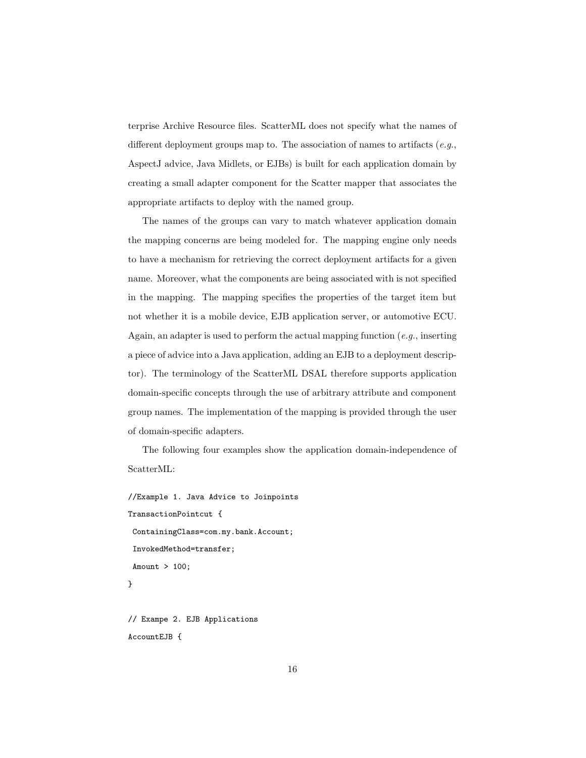terprise Archive Resource files. ScatterML does not specify what the names of different deployment groups map to. The association of names to artifacts (*e.g.*, AspectJ advice, Java Midlets, or EJBs) is built for each application domain by creating a small adapter component for the Scatter mapper that associates the appropriate artifacts to deploy with the named group.

The names of the groups can vary to match whatever application domain the mapping concerns are being modeled for. The mapping engine only needs to have a mechanism for retrieving the correct deployment artifacts for a given name. Moreover, what the components are being associated with is not specified in the mapping. The mapping specifies the properties of the target item but not whether it is a mobile device, EJB application server, or automotive ECU. Again, an adapter is used to perform the actual mapping function (*e.g.*, inserting a piece of advice into a Java application, adding an EJB to a deployment descriptor). The terminology of the ScatterML DSAL therefore supports application domain-specific concepts through the use of arbitrary attribute and component group names. The implementation of the mapping is provided through the user of domain-specific adapters.

The following four examples show the application domain-independence of ScatterML:

```
//Example 1. Java Advice to Joinpoints
TransactionPointcut {
 ContainingClass=com.my.bank.Account;
 InvokedMethod=transfer;
 Amount > 100;
}

// Exampe 2. EJB Applications
AccountEJB {
```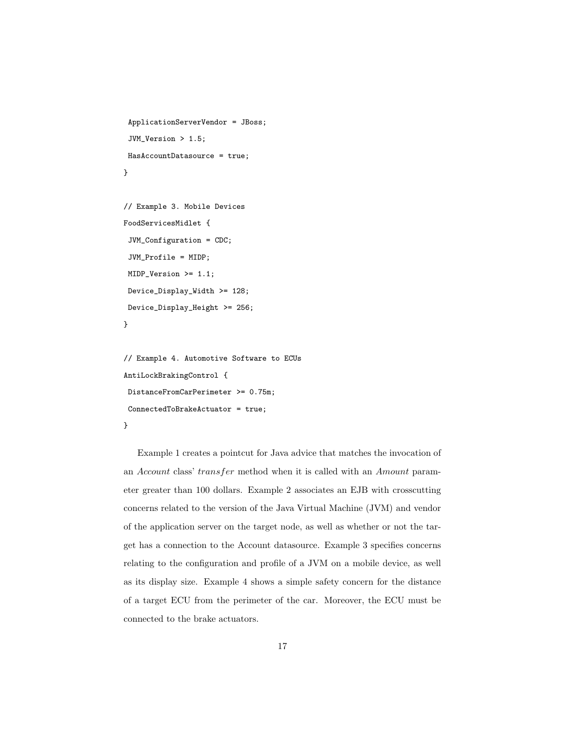```
 ApplicationServerVendor = JBoss;
 JVM_Version > 1.5;
 HasAccountDatasource = true;
}

// Example 3. Mobile Devices
FoodServicesMidlet {
 JVM_Configuration = CDC;
 JVM_Profile = MIDP;
 MIDP_Version >= 1.1;
 Device_Display_Width >= 128;
 Device_Display_Height >= 256;
}

// Example 4. Automotive Software to ECUs
AntiLockBrakingControl {
 DistanceFromCarPerimeter >= 0.75m;
 ConnectedToBrakeActuator = true;
}
```

Example 1 creates a pointcut for Java advice that matches the invocation of an *Account* class' *transfer* method when it is called with an *Amount* parameter greater than 100 dollars. Example 2 associates an EJB with crosscutting concerns related to the version of the Java Virtual Machine (JVM) and vendor of the application server on the target node, as well as whether or not the target has a connection to the Account datasource. Example 3 specifies concerns relating to the configuration and profile of a JVM on a mobile device, as well as its display size. Example 4 shows a simple safety concern for the distance of a target ECU from the perimeter of the car. Moreover, the ECU must be connected to the brake actuators.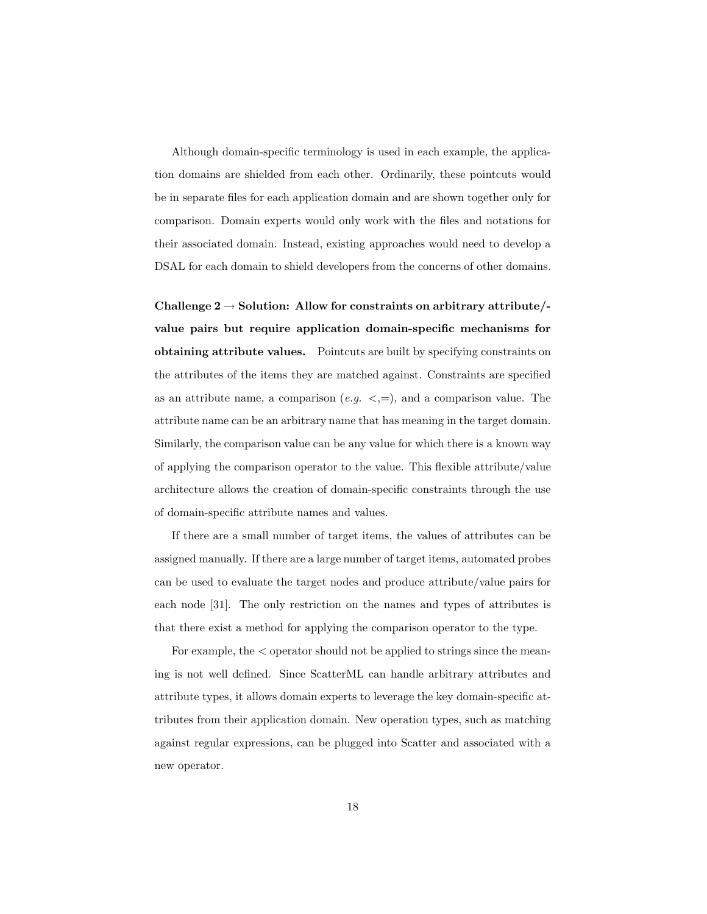Although domain-specific terminology is used in each example, the application domains are shielded from each other. Ordinarily, these pointcuts would be in separate files for each application domain and are shown together only for comparison. Domain experts would only work with the files and notations for their associated domain. Instead, existing approaches would need to develop a DSAL for each domain to shield developers from the concerns of other domains.

**Challenge 2 → Solution: Allow for constraints on arbitrary attribute/-value pairs but require application domain-specific mechanisms for obtaining attribute values.** Pointcuts are built by specifying constraints on the attributes of the items they are matched against. Constraints are specified as an attribute name, a comparison (*e.g.* <,=), and a comparison value. The attribute name can be an arbitrary name that has meaning in the target domain. Similarly, the comparison value can be any value for which there is a known way of applying the comparison operator to the value. This flexible attribute/value architecture allows the creation of domain-specific constraints through the use of domain-specific attribute names and values.

If there are a small number of target items, the values of attributes can be assigned manually. If there are a large number of target items, automated probes can be used to evaluate the target nodes and produce attribute/value pairs for each node [31]. The only restriction on the names and types of attributes is that there exist a method for applying the comparison operator to the type.

For example, the < operator should not be applied to strings since the meaning is not well defined. Since ScatterML can handle arbitrary attributes and attribute types, it allows domain experts to leverage the key domain-specific attributes from their application domain. New operation types, such as matching against regular expressions, can be plugged into Scatter and associated with a new operator.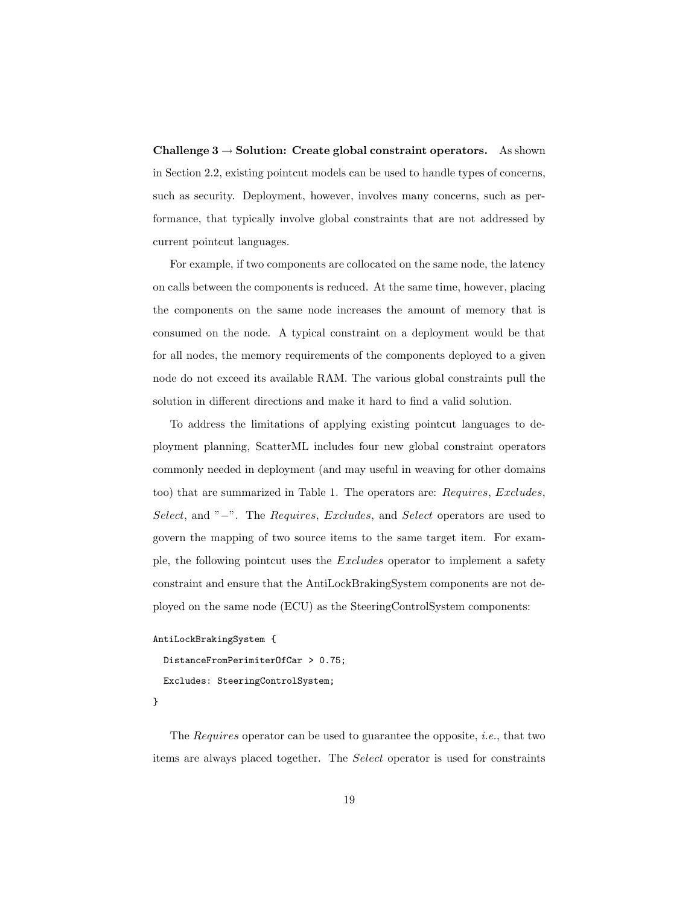**Challenge 3 → Solution: Create global constraint operators.** As shown in Section 2.2, existing pointcut models can be used to handle types of concerns, such as security. Deployment, however, involves many concerns, such as performance, that typically involve global constraints that are not addressed by current pointcut languages.

For example, if two components are collocated on the same node, the latency on calls between the components is reduced. At the same time, however, placing the components on the same node increases the amount of memory that is consumed on the node. A typical constraint on a deployment would be that for all nodes, the memory requirements of the components deployed to a given node do not exceed its available RAM. The various global constraints pull the solution in different directions and make it hard to find a valid solution.

To address the limitations of applying existing pointcut languages to deployment planning, ScatterML includes four new global constraint operators commonly needed in deployment (and may useful in weaving for other domains too) that are summarized in Table 1. The operators are: *Requires*, *Excludes*, *Select*, and "$-$". The *Requires*, *Excludes*, and *Select* operators are used to govern the mapping of two source items to the same target item. For example, the following pointcut uses the *Excludes* operator to implement a safety constraint and ensure that the AntiLockBrakingSystem components are not deployed on the same node (ECU) as the SteeringControlSystem components:

```
AntiLockBrakingSystem {
  DistanceFromPerimiterOfCar > 0.75;
  Excludes: SteeringControlSystem;
}
```

The *Requires* operator can be used to guarantee the opposite, *i.e.*, that two items are always placed together. The *Select* operator is used for constraints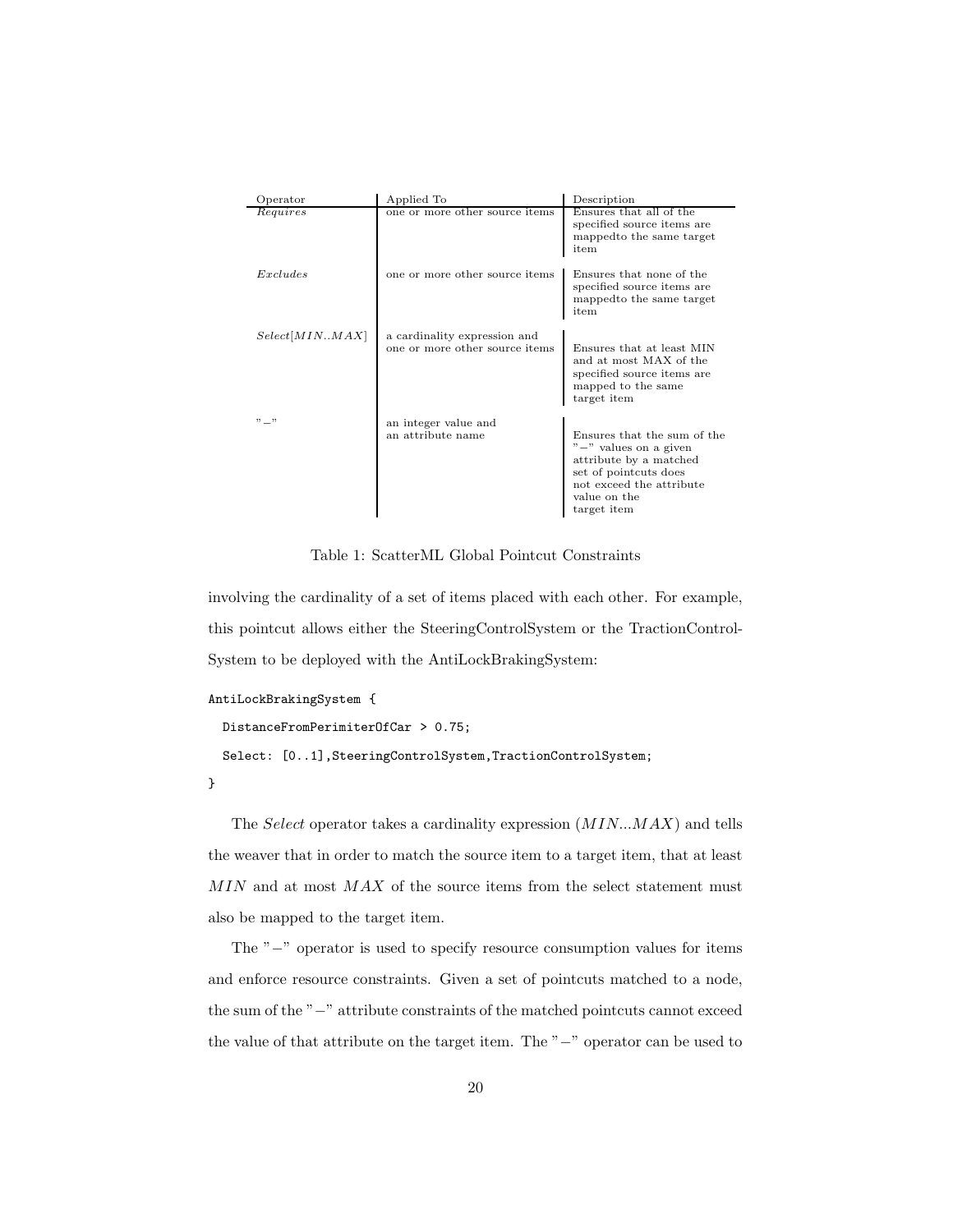| Operator | Applied To | Description |
| --- | --- | --- |
| *Requires* | one or more other source items | Ensures that all of the specified source items are mappedto the same target item |
| *Excludes* | one or more other source items | Ensures that none of the specified source items are mappedto the same target item |
| *Select*[$MIN..MAX$] | a cardinality expression and one or more other source items | Ensures that at least MIN and at most MAX of the specified source items are mapped to the same target item |
| "$-$" | an integer value and an attribute name | Ensures that the sum of the "$-$" values on a given attribute by a matched set of pointcuts does not exceed the attribute value on the target item |

Table 1: ScatterML Global Pointcut Constraints

involving the cardinality of a set of items placed with each other. For example, this pointcut allows either the SteeringControlSystem or the TractionControlSystem to be deployed with the AntiLockBrakingSystem:

```
AntiLockBrakingSystem {
  DistanceFromPerimiterOfCar > 0.75;
  Select: [0..1],SteeringControlSystem,TractionControlSystem;
}
```

The *Select* operator takes a cardinality expression ($MIN...MAX$) and tells the weaver that in order to match the source item to a target item, that at least $MIN$ and at most $MAX$ of the source items from the select statement must also be mapped to the target item.

The "$-$" operator is used to specify resource consumption values for items and enforce resource constraints. Given a set of pointcuts matched to a node, the sum of the "$-$" attribute constraints of the matched pointcuts cannot exceed the value of that attribute on the target item. The "$-$" operator can be used to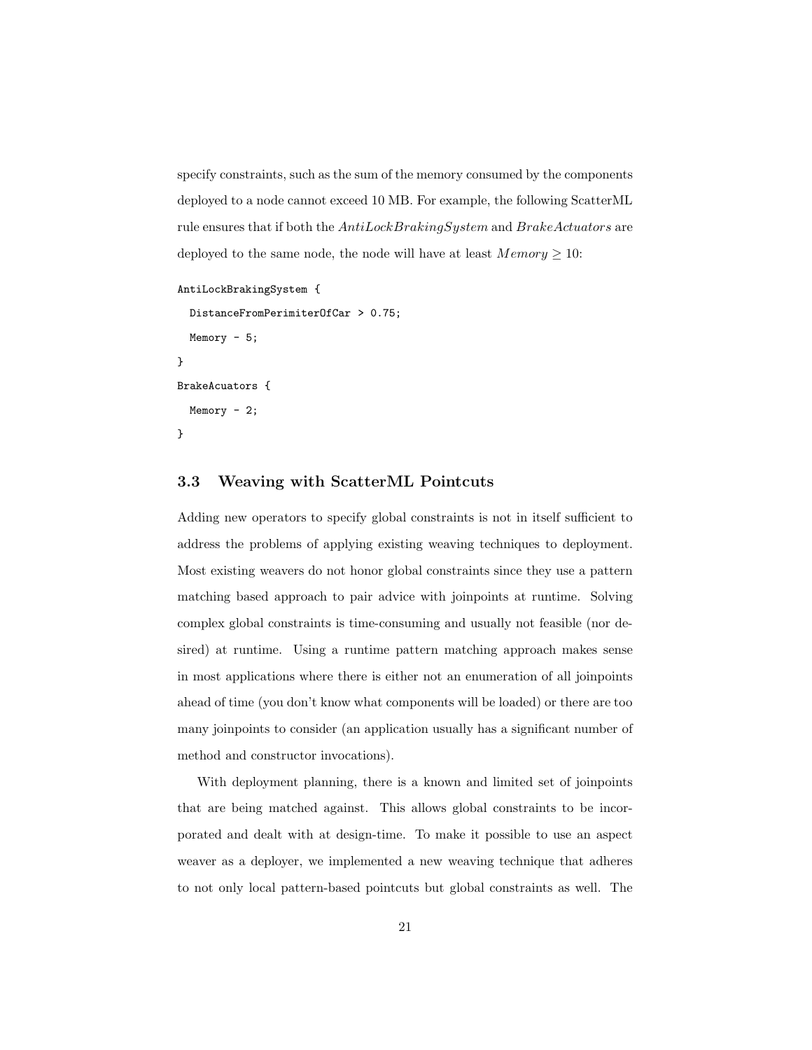specify constraints, such as the sum of the memory consumed by the components deployed to a node cannot exceed 10 MB. For example, the following ScatterML rule ensures that if both the *AntiLockBrakingSystem* and *BrakeActuators* are deployed to the same node, the node will have at least $Memory \geq 10$:

```
AntiLockBrakingSystem {
  DistanceFromPerimiterOfCar > 0.75;
  Memory - 5;
}
BrakeAcuators {
  Memory - 2;
}
```

### 3.3 Weaving with ScatterML Pointcuts

Adding new operators to specify global constraints is not in itself sufficient to address the problems of applying existing weaving techniques to deployment. Most existing weavers do not honor global constraints since they use a pattern matching based approach to pair advice with joinpoints at runtime. Solving complex global constraints is time-consuming and usually not feasible (nor desired) at runtime. Using a runtime pattern matching approach makes sense in most applications where there is either not an enumeration of all joinpoints ahead of time (you don't know what components will be loaded) or there are too many joinpoints to consider (an application usually has a significant number of method and constructor invocations).

With deployment planning, there is a known and limited set of joinpoints that are being matched against. This allows global constraints to be incorporated and dealt with at design-time. To make it possible to use an aspect weaver as a deployer, we implemented a new weaving technique that adheres to not only local pattern-based pointcuts but global constraints as well. The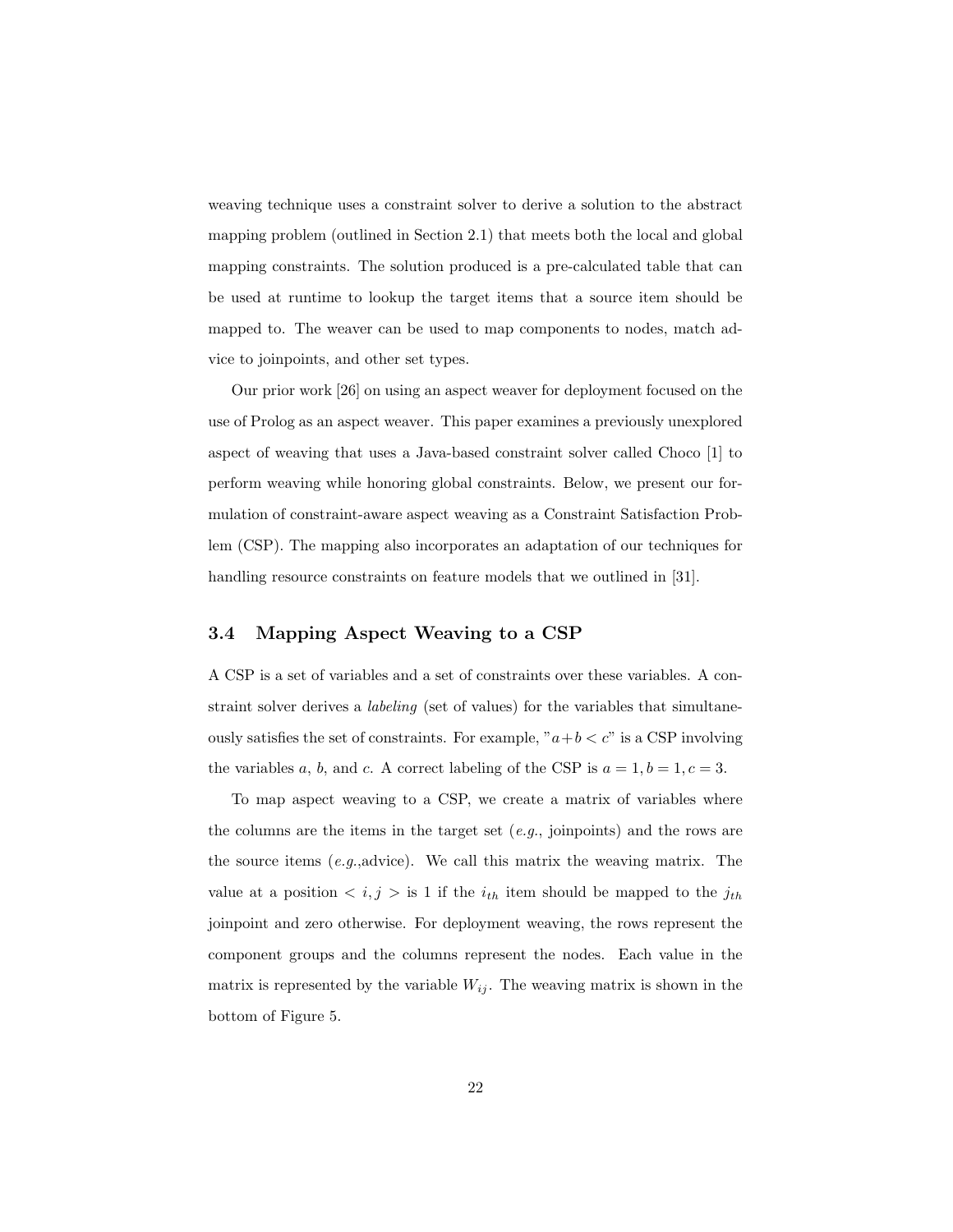weaving technique uses a constraint solver to derive a solution to the abstract mapping problem (outlined in Section 2.1) that meets both the local and global mapping constraints. The solution produced is a pre-calculated table that can be used at runtime to lookup the target items that a source item should be mapped to. The weaver can be used to map components to nodes, match advice to joinpoints, and other set types.

Our prior work [26] on using an aspect weaver for deployment focused on the use of Prolog as an aspect weaver. This paper examines a previously unexplored aspect of weaving that uses a Java-based constraint solver called Choco [1] to perform weaving while honoring global constraints. Below, we present our formulation of constraint-aware aspect weaving as a Constraint Satisfaction Problem (CSP). The mapping also incorporates an adaptation of our techniques for handling resource constraints on feature models that we outlined in [31].

### 3.4 Mapping Aspect Weaving to a CSP

A CSP is a set of variables and a set of constraints over these variables. A constraint solver derives a *labeling* (set of values) for the variables that simultaneously satisfies the set of constraints. For example, "$a+b < c$" is a CSP involving the variables $a$, $b$, and $c$. A correct labeling of the CSP is $a = 1, b = 1, c = 3$.

To map aspect weaving to a CSP, we create a matrix of variables where the columns are the items in the target set (*e.g.*, joinpoints) and the rows are the source items (*e.g.*,advice). We call this matrix the weaving matrix. The value at a position $< i, j >$ is 1 if the $i_{th}$ item should be mapped to the $j_{th}$ joinpoint and zero otherwise. For deployment weaving, the rows represent the component groups and the columns represent the nodes. Each value in the matrix is represented by the variable $W_{ij}$. The weaving matrix is shown in the bottom of Figure 5.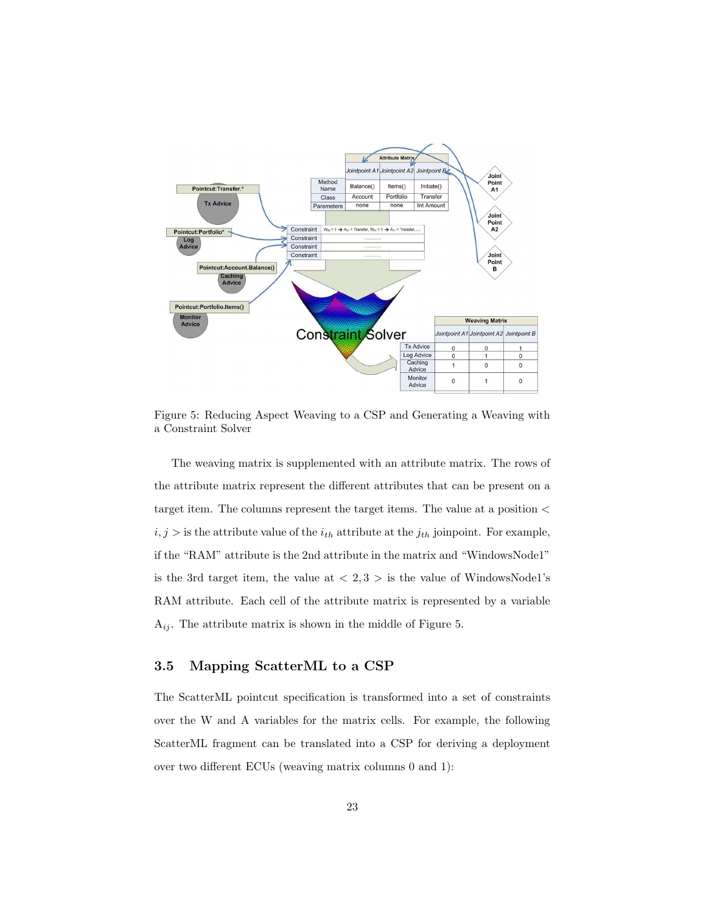Figure 5: Reducing Aspect Weaving to a CSP and Generating a Weaving with a Constraint Solver

The weaving matrix is supplemented with an attribute matrix. The rows of the attribute matrix represent the different attributes that can be present on a target item. The columns represent the target items. The value at a position $< i, j >$ is the attribute value of the $i_{th}$ attribute at the $j_{th}$ joinpoint. For example, if the "RAM" attribute is the 2nd attribute in the matrix and "WindowsNode1" is the 3rd target item, the value at $< 2, 3 >$ is the value of WindowsNode1's RAM attribute. Each cell of the attribute matrix is represented by a variable $A_{ij}$. The attribute matrix is shown in the middle of Figure 5.

## 3.5 Mapping ScatterML to a CSP

The ScatterML pointcut specification is transformed into a set of constraints over the W and A variables for the matrix cells. For example, the following ScatterML fragment can be translated into a CSP for deriving a deployment over two different ECUs (weaving matrix columns 0 and 1):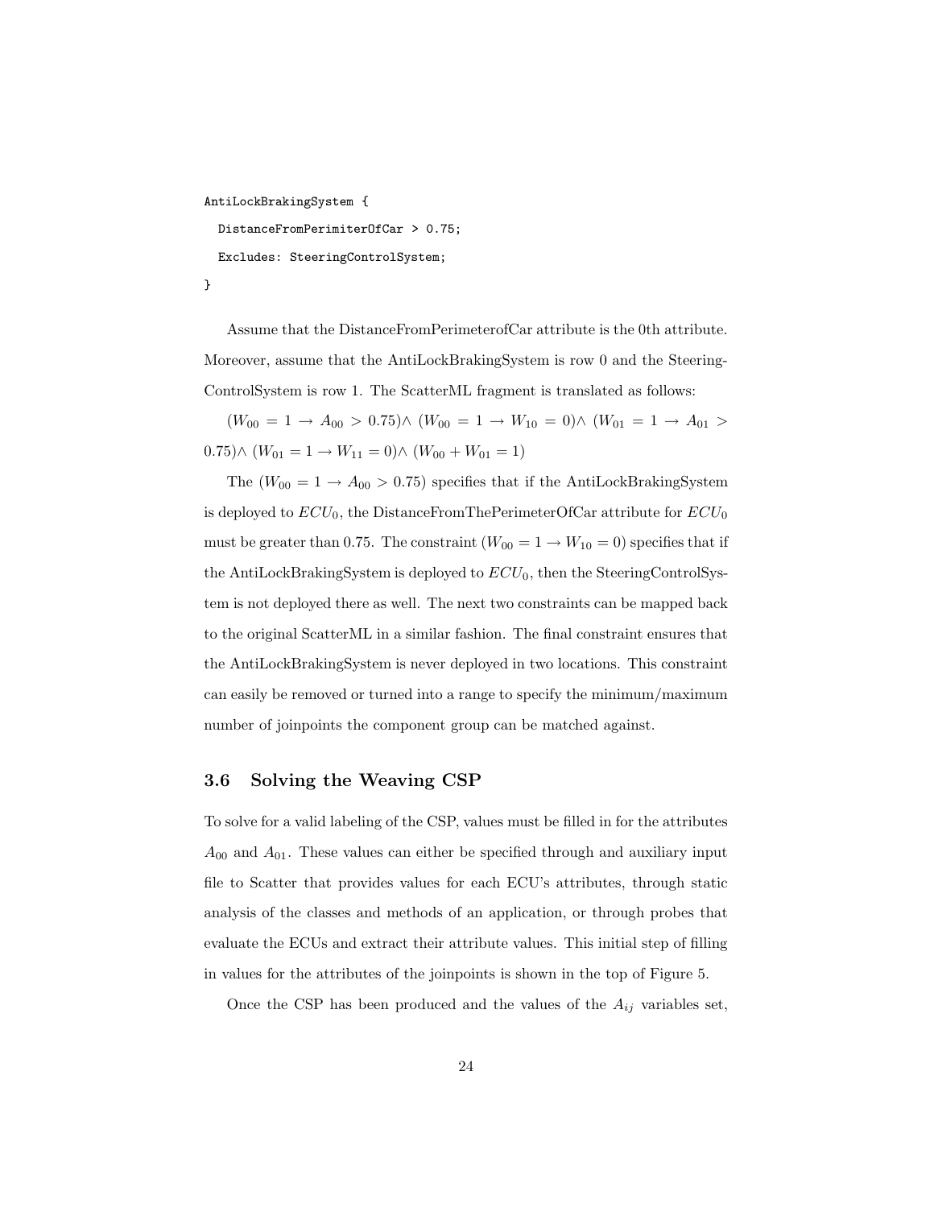```
AntiLockBrakingSystem {
  DistanceFromPerimiterOfCar > 0.75;
  Excludes: SteeringControlSystem;
}
```

Assume that the DistanceFromPerimeterofCar attribute is the 0th attribute. Moreover, assume that the AntiLockBrakingSystem is row 0 and the SteeringControlSystem is row 1. The ScatterML fragment is translated as follows:

$(W_{00} = 1 \rightarrow A_{00} > 0.75) \wedge$ $(W_{00} = 1 \rightarrow W_{10} = 0) \wedge$ $(W_{01} = 1 \rightarrow A_{01} > 0.75) \wedge$ $(W_{01} = 1 \rightarrow W_{11} = 0) \wedge$ $(W_{00} + W_{01} = 1)$

The $(W_{00} = 1 \rightarrow A_{00} > 0.75)$ specifies that if the AntiLockBrakingSystem is deployed to $ECU_0$, the DistanceFromThePerimeterOfCar attribute for $ECU_0$ must be greater than 0.75. The constraint $(W_{00} = 1 \rightarrow W_{10} = 0)$ specifies that if the AntiLockBrakingSystem is deployed to $ECU_0$, then the SteeringControlSystem is not deployed there as well. The next two constraints can be mapped back to the original ScatterML in a similar fashion. The final constraint ensures that the AntiLockBrakingSystem is never deployed in two locations. This constraint can easily be removed or turned into a range to specify the minimum/maximum number of joinpoints the component group can be matched against.

### 3.6 Solving the Weaving CSP

To solve for a valid labeling of the CSP, values must be filled in for the attributes $A_{00}$ and $A_{01}$. These values can either be specified through and auxiliary input file to Scatter that provides values for each ECU's attributes, through static analysis of the classes and methods of an application, or through probes that evaluate the ECUs and extract their attribute values. This initial step of filling in values for the attributes of the joinpoints is shown in the top of Figure 5.

Once the CSP has been produced and the values of the $A_{ij}$ variables set,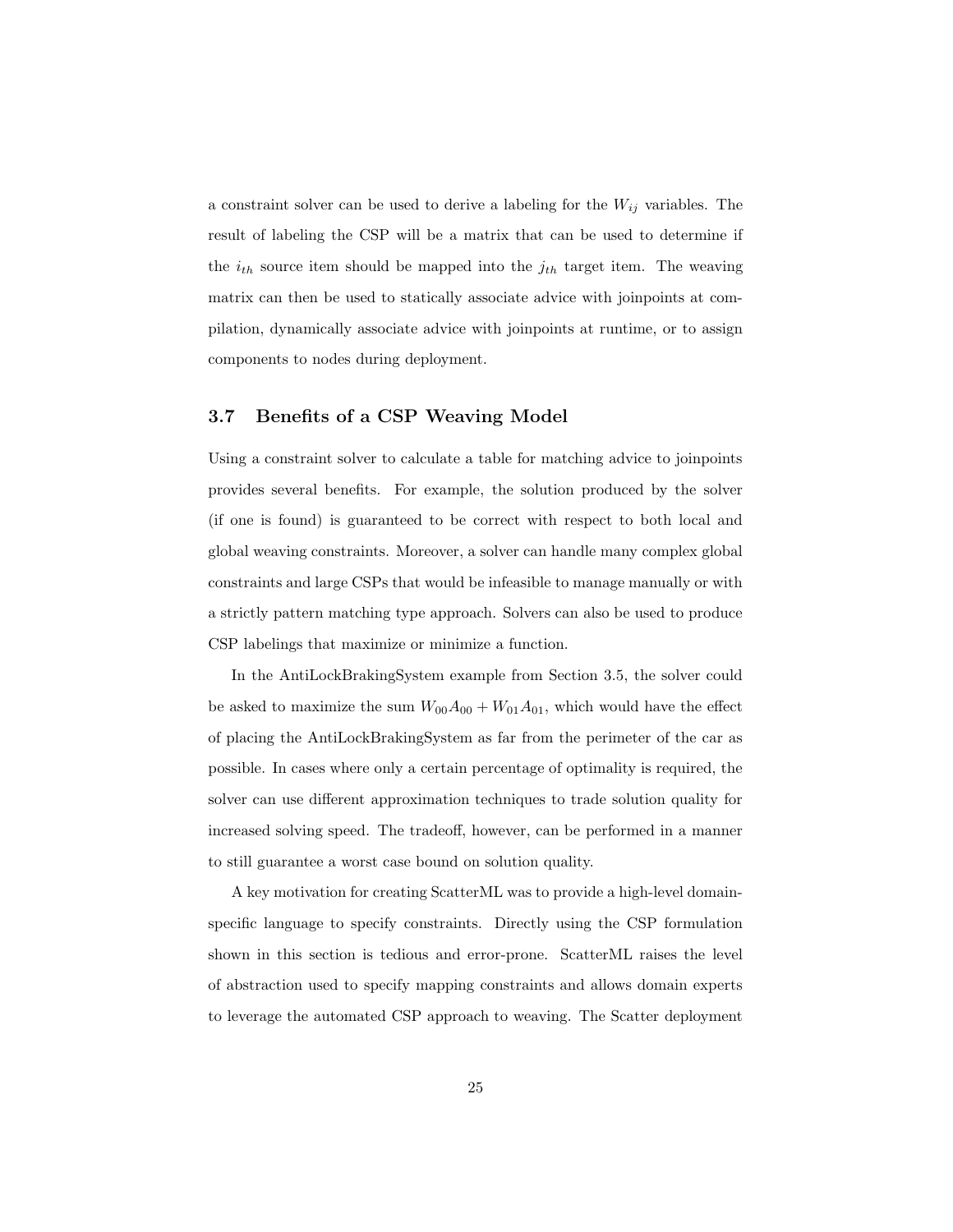a constraint solver can be used to derive a labeling for the $W_{ij}$ variables. The result of labeling the CSP will be a matrix that can be used to determine if the $i_{th}$ source item should be mapped into the $j_{th}$ target item. The weaving matrix can then be used to statically associate advice with joinpoints at compilation, dynamically associate advice with joinpoints at runtime, or to assign components to nodes during deployment.

### 3.7 Benefits of a CSP Weaving Model

Using a constraint solver to calculate a table for matching advice to joinpoints provides several benefits. For example, the solution produced by the solver (if one is found) is guaranteed to be correct with respect to both local and global weaving constraints. Moreover, a solver can handle many complex global constraints and large CSPs that would be infeasible to manage manually or with a strictly pattern matching type approach. Solvers can also be used to produce CSP labelings that maximize or minimize a function.

In the AntiLockBrakingSystem example from Section 3.5, the solver could be asked to maximize the sum $W_{00}A_{00} + W_{01}A_{01}$, which would have the effect of placing the AntiLockBrakingSystem as far from the perimeter of the car as possible. In cases where only a certain percentage of optimality is required, the solver can use different approximation techniques to trade solution quality for increased solving speed. The tradeoff, however, can be performed in a manner to still guarantee a worst case bound on solution quality.

A key motivation for creating ScatterML was to provide a high-level domain-specific language to specify constraints. Directly using the CSP formulation shown in this section is tedious and error-prone. ScatterML raises the level of abstraction used to specify mapping constraints and allows domain experts to leverage the automated CSP approach to weaving. The Scatter deployment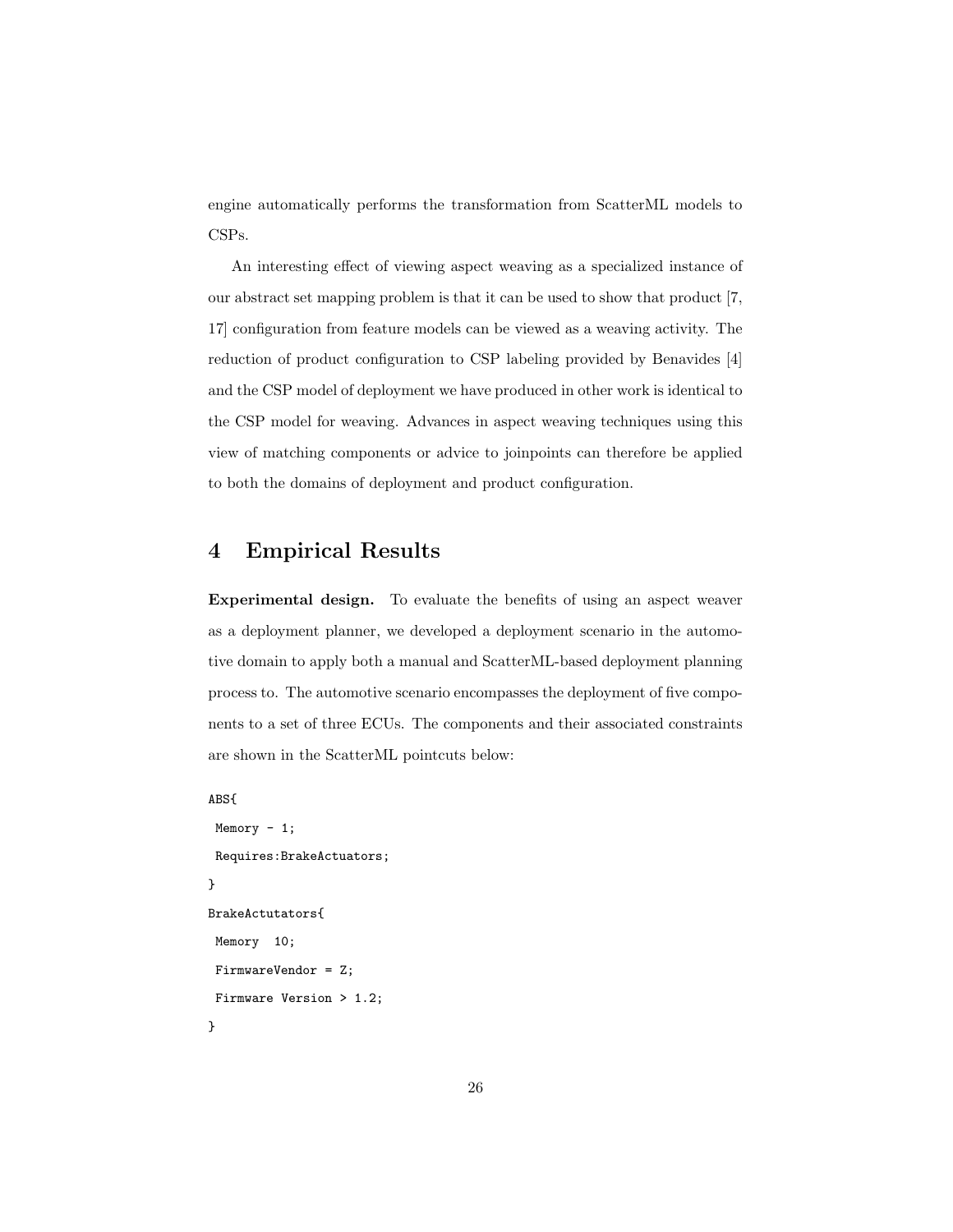engine automatically performs the transformation from ScatterML models to CSPs.

An interesting effect of viewing aspect weaving as a specialized instance of our abstract set mapping problem is that it can be used to show that product [7, 17] configuration from feature models can be viewed as a weaving activity. The reduction of product configuration to CSP labeling provided by Benavides [4] and the CSP model of deployment we have produced in other work is identical to the CSP model for weaving. Advances in aspect weaving techniques using this view of matching components or advice to joinpoints can therefore be applied to both the domains of deployment and product configuration.

# 4 Empirical Results

**Experimental design.** To evaluate the benefits of using an aspect weaver as a deployment planner, we developed a deployment scenario in the automotive domain to apply both a manual and ScatterML-based deployment planning process to. The automotive scenario encompasses the deployment of five components to a set of three ECUs. The components and their associated constraints are shown in the ScatterML pointcuts below:

```
ABS{
 Memory - 1;
 Requires:BrakeActuators;
}
BrakeActutators{
 Memory  10;
 FirmwareVendor = Z;
 Firmware Version > 1.2;
}
```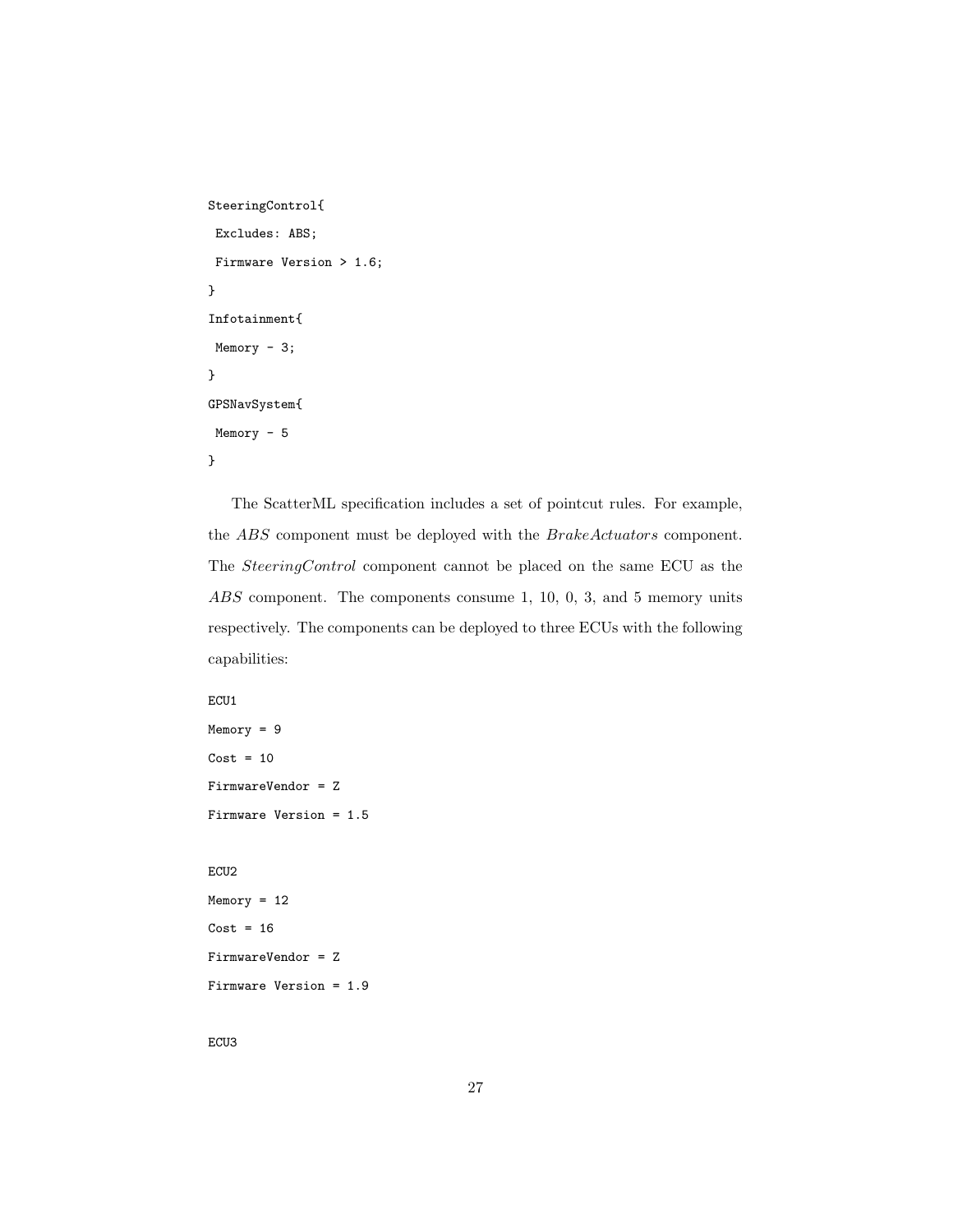```
SteeringControl{
 Excludes: ABS;
 Firmware Version > 1.6;
}
Infotainment{
 Memory - 3;
}
GPSNavSystem{
 Memory - 5
}
```

The ScatterML specification includes a set of pointcut rules. For example, the *ABS* component must be deployed with the *BrakeActuators* component. The *SteeringControl* component cannot be placed on the same ECU as the *ABS* component. The components consume 1, 10, 0, 3, and 5 memory units respectively. The components can be deployed to three ECUs with the following capabilities:

```
ECU1
Memory = 9
Cost = 10
FirmwareVendor = Z
Firmware Version = 1.5

ECU2
Memory = 12
Cost = 16
FirmwareVendor = Z
Firmware Version = 1.9

ECU3
```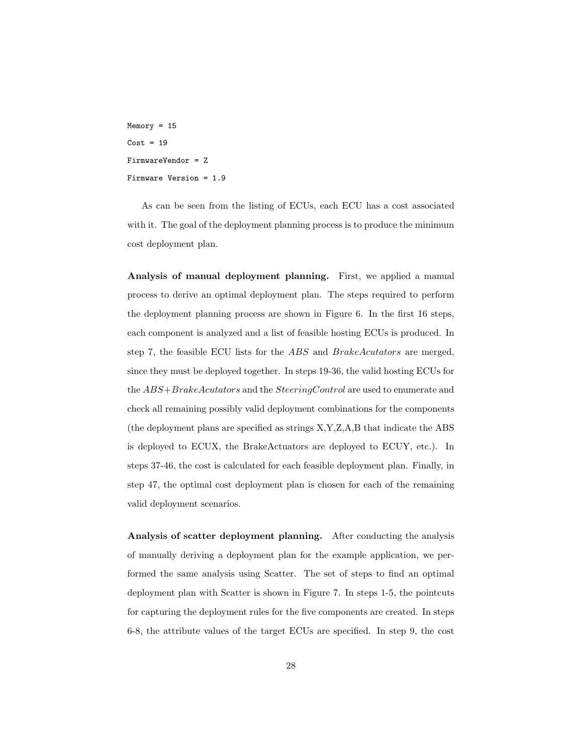```
Memory = 15
Cost = 19
FirmwareVendor = Z
Firmware Version = 1.9
```

As can be seen from the listing of ECUs, each ECU has a cost associated with it. The goal of the deployment planning process is to produce the minimum cost deployment plan.

**Analysis of manual deployment planning.** First, we applied a manual process to derive an optimal deployment plan. The steps required to perform the deployment planning process are shown in Figure 6. In the first 16 steps, each component is analyzed and a list of feasible hosting ECUs is produced. In step 7, the feasible ECU lists for the *ABS* and *BrakeAcutators* are merged, since they must be deployed together. In steps 19-36, the valid hosting ECUs for the *ABS+BrakeAcutators* and the *SteeringControl* are used to enumerate and check all remaining possibly valid deployment combinations for the components (the deployment plans are specified as strings X,Y,Z,A,B that indicate the ABS is deployed to ECUX, the BrakeActuators are deployed to ECUY, etc.). In steps 37-46, the cost is calculated for each feasible deployment plan. Finally, in step 47, the optimal cost deployment plan is chosen for each of the remaining valid deployment scenarios.

**Analysis of scatter deployment planning.** After conducting the analysis of manually deriving a deployment plan for the example application, we performed the same analysis using Scatter. The set of steps to find an optimal deployment plan with Scatter is shown in Figure 7. In steps 1-5, the pointcuts for capturing the deployment rules for the five components are created. In steps 6-8, the attribute values of the target ECUs are specified. In step 9, the cost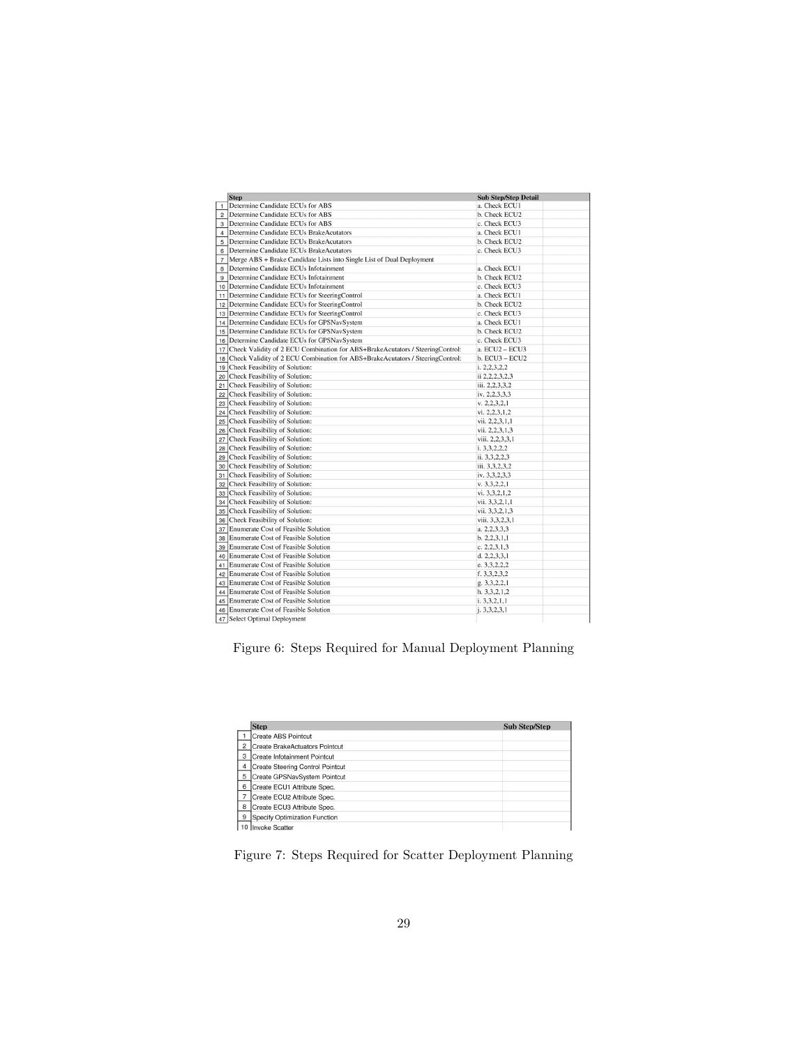| | Step | Sub Step/Step Detail | |
|---|---|---|---|
| 1 | Determine Candidate ECUs for ABS | a. Check ECU1 | |
| 2 | Determine Candidate ECUs for ABS | b. Check ECU2 | |
| 3 | Determine Candidate ECUs for ABS | c. Check ECU3 | |
| 4 | Determine Candidate ECUs BrakeAcutators | a. Check ECU1 | |
| 5 | Determine Candidate ECUs BrakeAcutators | b. Check ECU2 | |
| 6 | Determine Candidate ECUs BrakeAcutators | c. Check ECU3 | |
| 7 | Merge ABS + Brake Candidate Lists into Single List of Dual Deployment | | |
| 8 | Determine Candidate ECUs Infotainment | a. Check ECU1 | |
| 9 | Determine Candidate ECUs Infotainment | b. Check ECU2 | |
| 10 | Determine Candidate ECUs Infotainment | c. Check ECU3 | |
| 11 | Determine Candidate ECUs for SteeringControl | a. Check ECU1 | |
| 12 | Determine Candidate ECUs for SteeringControl | b. Check ECU2 | |
| 13 | Determine Candidate ECUs for SteeringControl | c. Check ECU3 | |
| 14 | Determine Candidate ECUs for GPSNavSystem | a. Check ECU1 | |
| 15 | Determine Candidate ECUs for GPSNavSystem | b. Check ECU2 | |
| 16 | Determine Candidate ECUs for GPSNavSystem | c. Check ECU3 | |
| 17 | Check Validity of 2 ECU Combination for ABS+BrakeAcutators / SteeringControl: | a. ECU2 – ECU3 | |
| 18 | Check Validity of 2 ECU Combination for ABS+BrakeAcutators / SteeringControl: | b. ECU3 – ECU2 | |
| 19 | Check Feasibility of Solution: | i. 2,2,3,2,2 | |
| 20 | Check Feasibility of Solution: | ii 2,2,2,3,2,3 | |
| 21 | Check Feasibility of Solution: | iii. 2,2,3,3,2 | |
| 22 | Check Feasibility of Solution: | iv. 2,2,3,3,3 | |
| 23 | Check Feasibility of Solution: | v. 2,2,3,2,1 | |
| 24 | Check Feasibility of Solution: | vi. 2,2,3,1,2 | |
| 25 | Check Feasibility of Solution: | vii. 2,2,3,1,1 | |
| 26 | Check Feasibility of Solution: | vii. 2,2,3,1,3 | |
| 27 | Check Feasibility of Solution: | viii. 2,2,3,3,1 | |
| 28 | Check Feasibility of Solution: | i. 3,3,2,2,2 | |
| 29 | Check Feasibility of Solution: | ii. 3,3,2,2,3 | |
| 30 | Check Feasibility of Solution: | iii. 3,3,2,3,2 | |
| 31 | Check Feasibility of Solution: | iv. 3,3,2,3,3 | |
| 32 | Check Feasibility of Solution: | v. 3,3,2,2,1 | |
| 33 | Check Feasibility of Solution: | vi. 3,3,2,1,2 | |
| 34 | Check Feasibility of Solution: | vii. 3,3,2,1,1 | |
| 35 | Check Feasibility of Solution: | vii. 3,3,2,1,3 | |
| 36 | Check Feasibility of Solution: | viii. 3,3,2,3,1 | |
| 37 | Enumerate Cost of Feasible Solution | a. 2,2,3,3,3 | |
| 38 | Enumerate Cost of Feasible Solution | b. 2,2,3,1,1 | |
| 39 | Enumerate Cost of Feasible Solution | c. 2,2,3,1,3 | |
| 40 | Enumerate Cost of Feasible Solution | d. 2,2,3,3,1 | |
| 41 | Enumerate Cost of Feasible Solution | e. 3,3,2,2,2 | |
| 42 | Enumerate Cost of Feasible Solution | f. 3,3,2,3,2 | |
| 43 | Enumerate Cost of Feasible Solution | g. 3,3,2,2,1 | |
| 44 | Enumerate Cost of Feasible Solution | h. 3,3,2,1,2 | |
| 45 | Enumerate Cost of Feasible Solution | i. 3,3,2,1,1 | |
| 46 | Enumerate Cost of Feasible Solution | j. 3,3,2,3,1 | |
| 47 | Select Optimal Deployment | | |

Figure 6: Steps Required for Manual Deployment Planning

| | Step | Sub Step/Step |
|---|---|---|
| 1 | Create ABS Pointcut | |
| 2 | Create BrakeActuators Pointcut | |
| 3 | Create Infotainment Pointcut | |
| 4 | Create Steering Control Pointcut | |
| 5 | Create GPSNavSystem Pointcut | |
| 6 | Create ECU1 Attribute Spec. | |
| 7 | Create ECU2 Attribute Spec. | |
| 8 | Create ECU3 Attribute Spec. | |
| 9 | Specify Optimization Function | |
| 10 | Invoke Scatter | |

Figure 7: Steps Required for Scatter Deployment Planning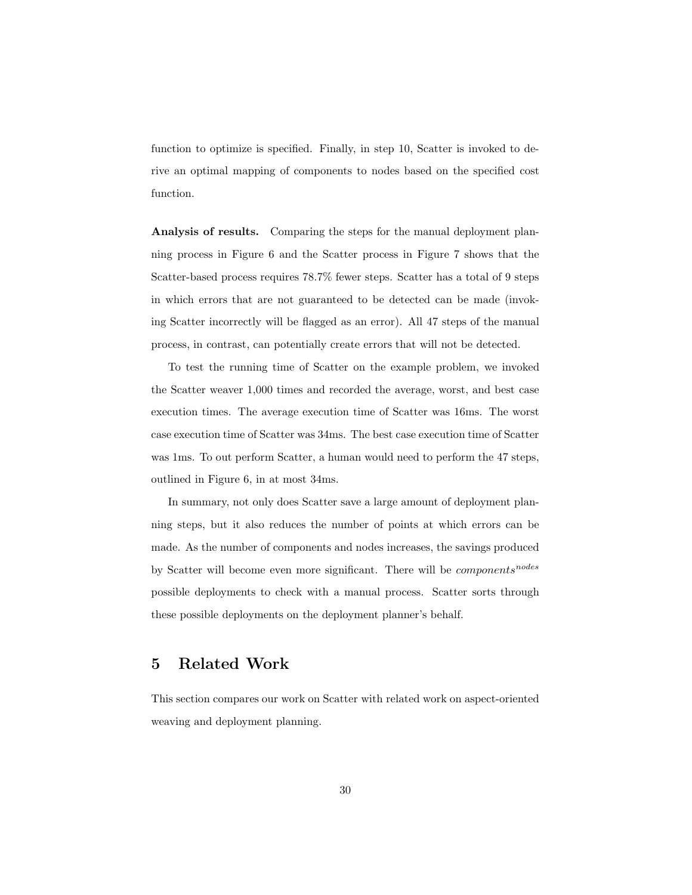function to optimize is specified. Finally, in step 10, Scatter is invoked to derive an optimal mapping of components to nodes based on the specified cost function.

**Analysis of results.** Comparing the steps for the manual deployment planning process in Figure 6 and the Scatter process in Figure 7 shows that the Scatter-based process requires 78.7% fewer steps. Scatter has a total of 9 steps in which errors that are not guaranteed to be detected can be made (invoking Scatter incorrectly will be flagged as an error). All 47 steps of the manual process, in contrast, can potentially create errors that will not be detected.

To test the running time of Scatter on the example problem, we invoked the Scatter weaver 1,000 times and recorded the average, worst, and best case execution times. The average execution time of Scatter was 16ms. The worst case execution time of Scatter was 34ms. The best case execution time of Scatter was 1ms. To out perform Scatter, a human would need to perform the 47 steps, outlined in Figure 6, in at most 34ms.

In summary, not only does Scatter save a large amount of deployment planning steps, but it also reduces the number of points at which errors can be made. As the number of components and nodes increases, the savings produced by Scatter will become even more significant. There will be $components^{nodes}$ possible deployments to check with a manual process. Scatter sorts through these possible deployments on the deployment planner's behalf.

# 5 Related Work

This section compares our work on Scatter with related work on aspect-oriented weaving and deployment planning.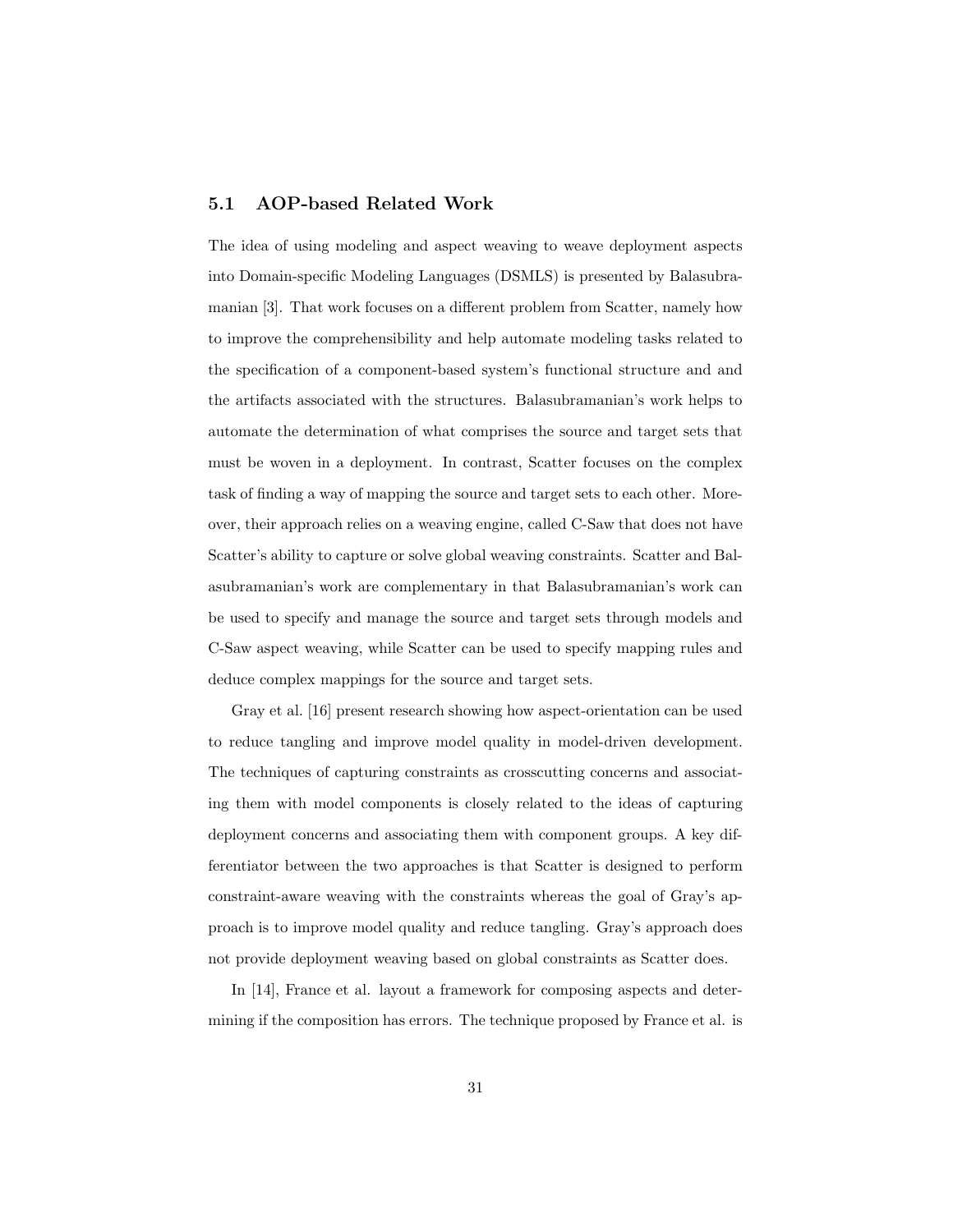### 5.1 AOP-based Related Work

The idea of using modeling and aspect weaving to weave deployment aspects into Domain-specific Modeling Languages (DSMLS) is presented by Balasubramanian [3]. That work focuses on a different problem from Scatter, namely how to improve the comprehensibility and help automate modeling tasks related to the specification of a component-based system's functional structure and and the artifacts associated with the structures. Balasubramanian's work helps to automate the determination of what comprises the source and target sets that must be woven in a deployment. In contrast, Scatter focuses on the complex task of finding a way of mapping the source and target sets to each other. Moreover, their approach relies on a weaving engine, called C-Saw that does not have Scatter's ability to capture or solve global weaving constraints. Scatter and Balasubramanian's work are complementary in that Balasubramanian's work can be used to specify and manage the source and target sets through models and C-Saw aspect weaving, while Scatter can be used to specify mapping rules and deduce complex mappings for the source and target sets.

Gray et al. [16] present research showing how aspect-orientation can be used to reduce tangling and improve model quality in model-driven development. The techniques of capturing constraints as crosscutting concerns and associating them with model components is closely related to the ideas of capturing deployment concerns and associating them with component groups. A key differentiator between the two approaches is that Scatter is designed to perform constraint-aware weaving with the constraints whereas the goal of Gray's approach is to improve model quality and reduce tangling. Gray's approach does not provide deployment weaving based on global constraints as Scatter does.

In [14], France et al. layout a framework for composing aspects and determining if the composition has errors. The technique proposed by France et al. is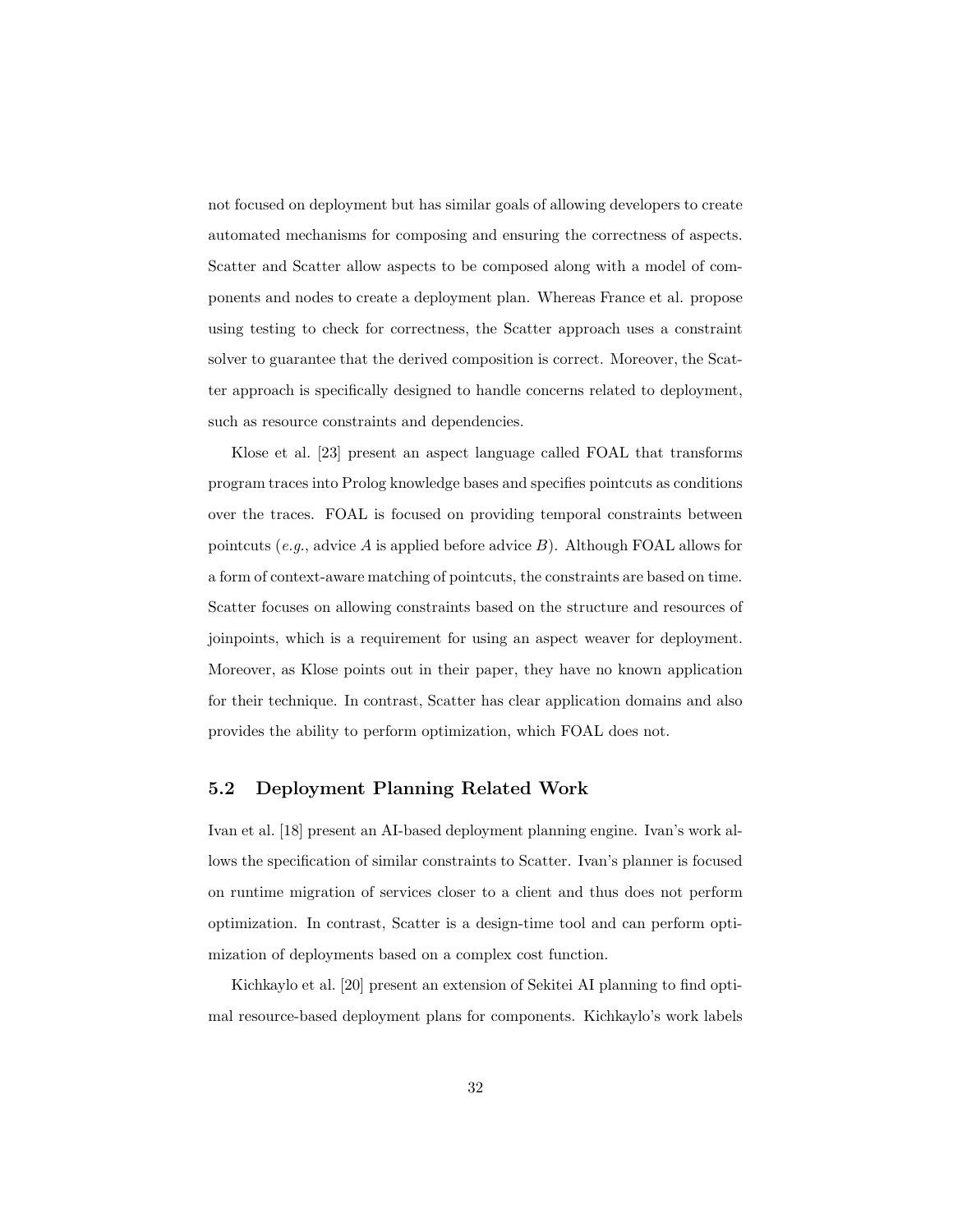not focused on deployment but has similar goals of allowing developers to create automated mechanisms for composing and ensuring the correctness of aspects. Scatter and Scatter allow aspects to be composed along with a model of components and nodes to create a deployment plan. Whereas France et al. propose using testing to check for correctness, the Scatter approach uses a constraint solver to guarantee that the derived composition is correct. Moreover, the Scatter approach is specifically designed to handle concerns related to deployment, such as resource constraints and dependencies.

Klose et al. [23] present an aspect language called FOAL that transforms program traces into Prolog knowledge bases and specifies pointcuts as conditions over the traces. FOAL is focused on providing temporal constraints between pointcuts (*e.g.*, advice $A$ is applied before advice $B$). Although FOAL allows for a form of context-aware matching of pointcuts, the constraints are based on time. Scatter focuses on allowing constraints based on the structure and resources of joinpoints, which is a requirement for using an aspect weaver for deployment. Moreover, as Klose points out in their paper, they have no known application for their technique. In contrast, Scatter has clear application domains and also provides the ability to perform optimization, which FOAL does not.

## 5.2 Deployment Planning Related Work

Ivan et al. [18] present an AI-based deployment planning engine. Ivan's work allows the specification of similar constraints to Scatter. Ivan's planner is focused on runtime migration of services closer to a client and thus does not perform optimization. In contrast, Scatter is a design-time tool and can perform optimization of deployments based on a complex cost function.

Kichkaylo et al. [20] present an extension of Sekitei AI planning to find optimal resource-based deployment plans for components. Kichkaylo's work labels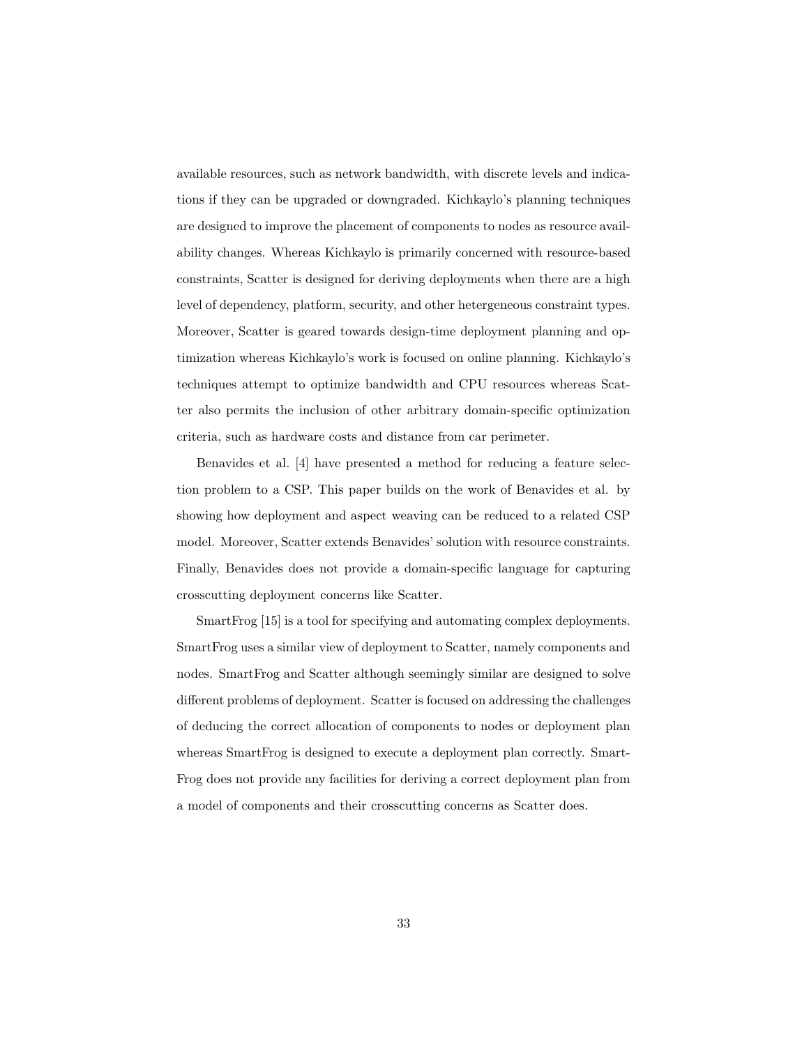available resources, such as network bandwidth, with discrete levels and indications if they can be upgraded or downgraded. Kichkaylo's planning techniques are designed to improve the placement of components to nodes as resource availability changes. Whereas Kichkaylo is primarily concerned with resource-based constraints, Scatter is designed for deriving deployments when there are a high level of dependency, platform, security, and other hetergeneous constraint types. Moreover, Scatter is geared towards design-time deployment planning and optimization whereas Kichkaylo's work is focused on online planning. Kichkaylo's techniques attempt to optimize bandwidth and CPU resources whereas Scatter also permits the inclusion of other arbitrary domain-specific optimization criteria, such as hardware costs and distance from car perimeter.

Benavides et al. [4] have presented a method for reducing a feature selection problem to a CSP. This paper builds on the work of Benavides et al. by showing how deployment and aspect weaving can be reduced to a related CSP model. Moreover, Scatter extends Benavides' solution with resource constraints. Finally, Benavides does not provide a domain-specific language for capturing crosscutting deployment concerns like Scatter.

SmartFrog [15] is a tool for specifying and automating complex deployments. SmartFrog uses a similar view of deployment to Scatter, namely components and nodes. SmartFrog and Scatter although seemingly similar are designed to solve different problems of deployment. Scatter is focused on addressing the challenges of deducing the correct allocation of components to nodes or deployment plan whereas SmartFrog is designed to execute a deployment plan correctly. SmartFrog does not provide any facilities for deriving a correct deployment plan from a model of components and their crosscutting concerns as Scatter does.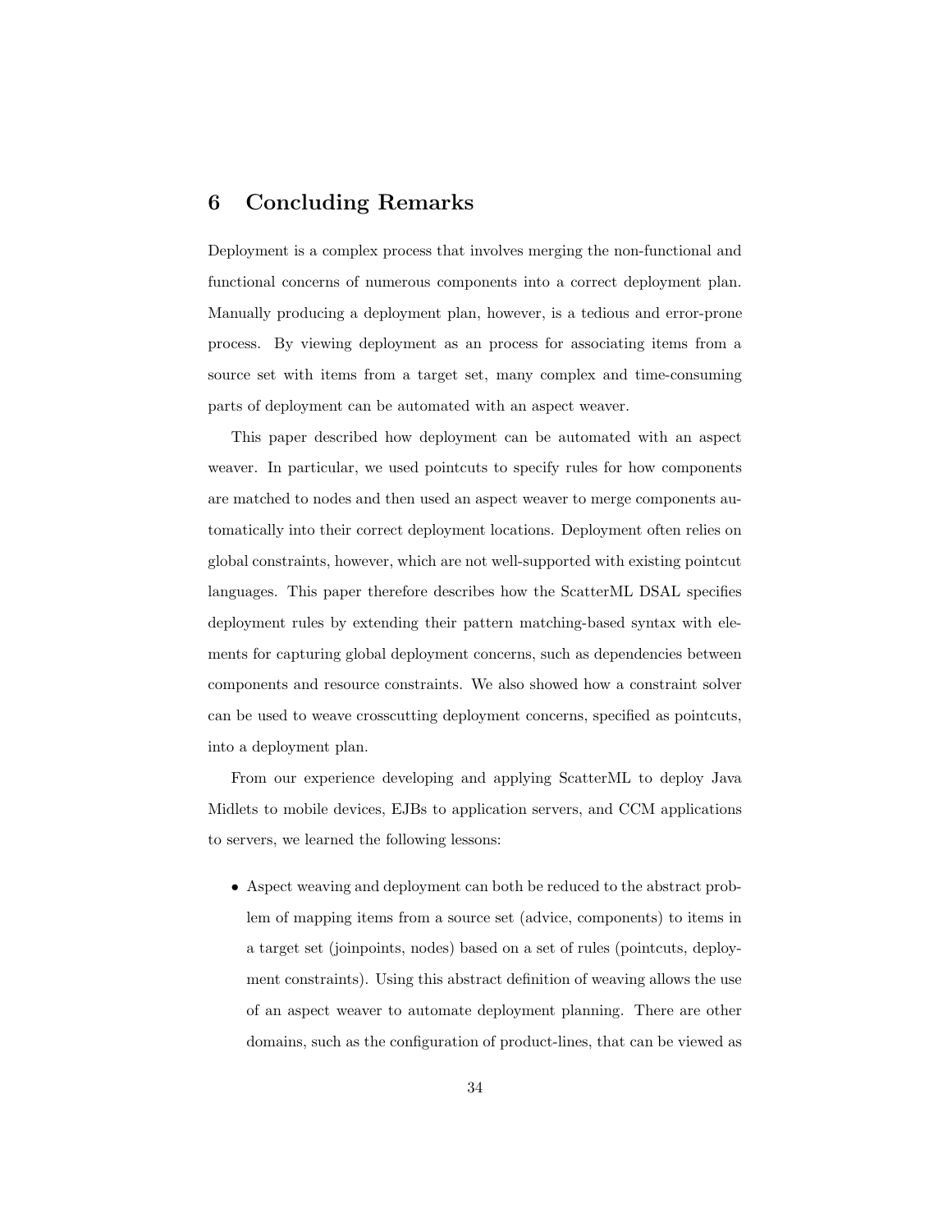# 6 Concluding Remarks

Deployment is a complex process that involves merging the non-functional and functional concerns of numerous components into a correct deployment plan. Manually producing a deployment plan, however, is a tedious and error-prone process. By viewing deployment as an process for associating items from a source set with items from a target set, many complex and time-consuming parts of deployment can be automated with an aspect weaver.

This paper described how deployment can be automated with an aspect weaver. In particular, we used pointcuts to specify rules for how components are matched to nodes and then used an aspect weaver to merge components automatically into their correct deployment locations. Deployment often relies on global constraints, however, which are not well-supported with existing pointcut languages. This paper therefore describes how the ScatterML DSAL specifies deployment rules by extending their pattern matching-based syntax with elements for capturing global deployment concerns, such as dependencies between components and resource constraints. We also showed how a constraint solver can be used to weave crosscutting deployment concerns, specified as pointcuts, into a deployment plan.

From our experience developing and applying ScatterML to deploy Java Midlets to mobile devices, EJBs to application servers, and CCM applications to servers, we learned the following lessons:

- Aspect weaving and deployment can both be reduced to the abstract problem of mapping items from a source set (advice, components) to items in a target set (joinpoints, nodes) based on a set of rules (pointcuts, deployment constraints). Using this abstract definition of weaving allows the use of an aspect weaver to automate deployment planning. There are other domains, such as the configuration of product-lines, that can be viewed as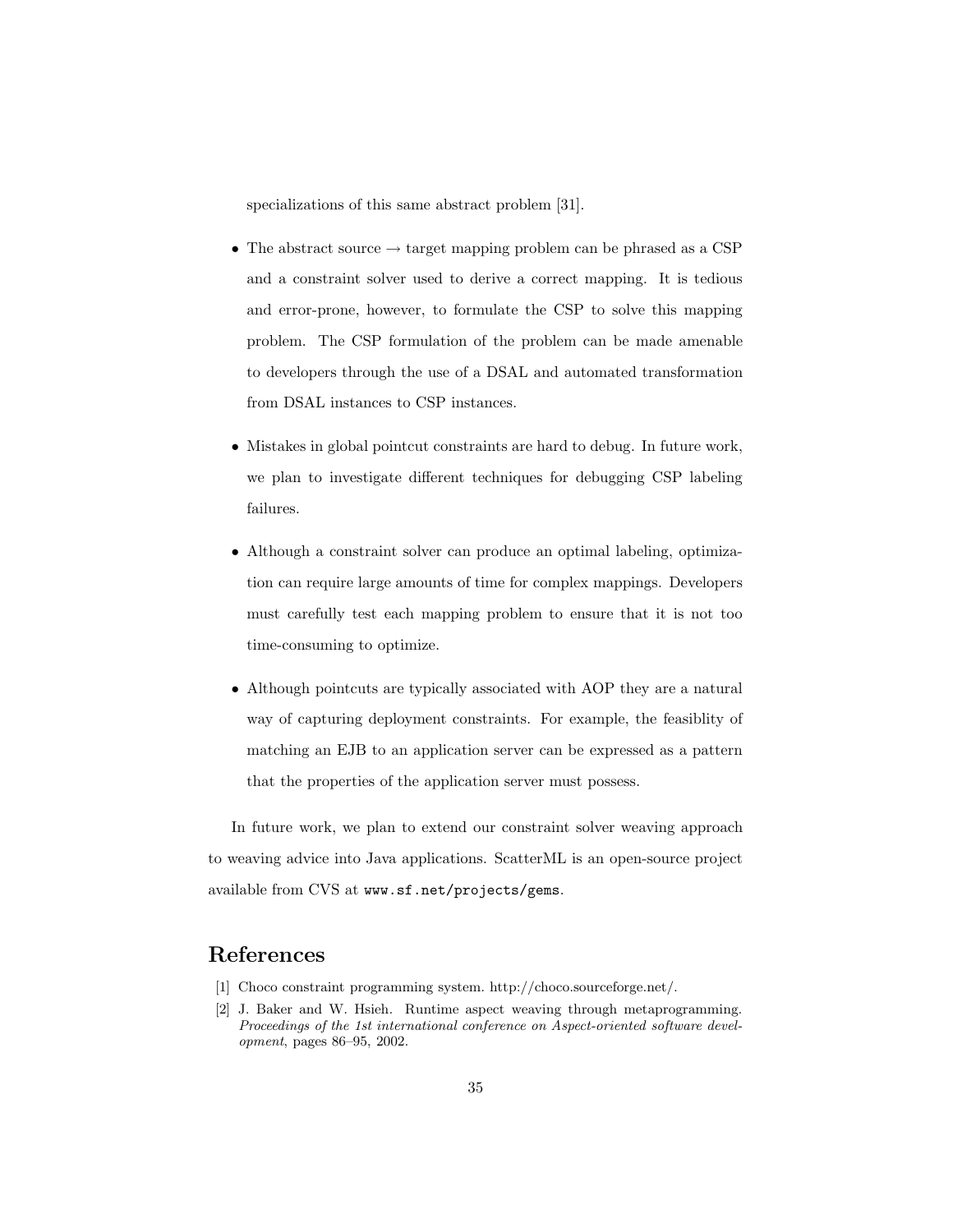specializations of this same abstract problem [31].

- The abstract source → target mapping problem can be phrased as a CSP and a constraint solver used to derive a correct mapping. It is tedious and error-prone, however, to formulate the CSP to solve this mapping problem. The CSP formulation of the problem can be made amenable to developers through the use of a DSAL and automated transformation from DSAL instances to CSP instances.

- Mistakes in global pointcut constraints are hard to debug. In future work, we plan to investigate different techniques for debugging CSP labeling failures.

- Although a constraint solver can produce an optimal labeling, optimization can require large amounts of time for complex mappings. Developers must carefully test each mapping problem to ensure that it is not too time-consuming to optimize.

- Although pointcuts are typically associated with AOP they are a natural way of capturing deployment constraints. For example, the feasiblity of matching an EJB to an application server can be expressed as a pattern that the properties of the application server must possess.

In future work, we plan to extend our constraint solver weaving approach to weaving advice into Java applications. ScatterML is an open-source project available from CVS at `www.sf.net/projects/gems`.

## References

[1] Choco constraint programming system. http://choco.sourceforge.net/.

[2] J. Baker and W. Hsieh. Runtime aspect weaving through metaprogramming. *Proceedings of the 1st international conference on Aspect-oriented software development*, pages 86–95, 2002.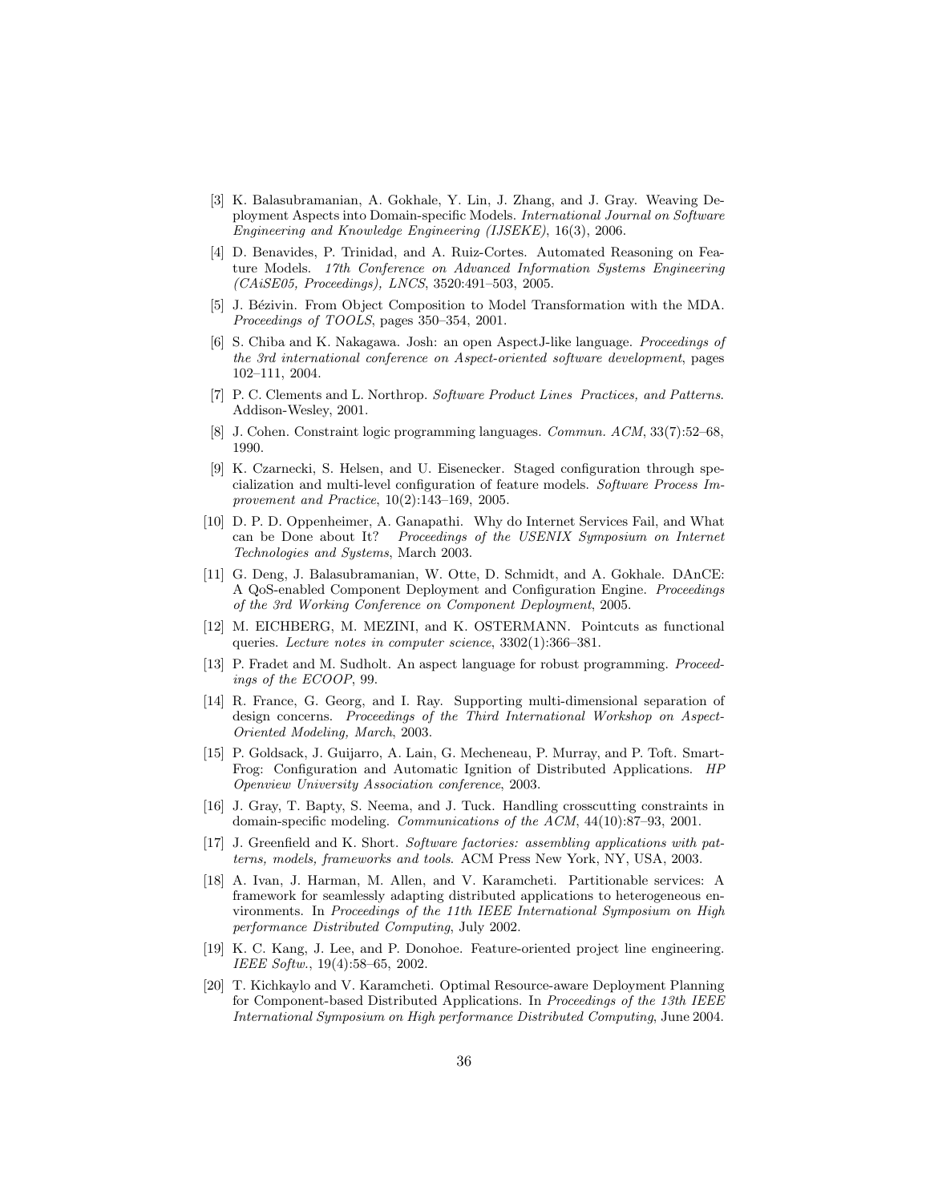[3] K. Balasubramanian, A. Gokhale, Y. Lin, J. Zhang, and J. Gray. Weaving Deployment Aspects into Domain-specific Models. *International Journal on Software Engineering and Knowledge Engineering (IJSEKE)*, 16(3), 2006.

[4] D. Benavides, P. Trinidad, and A. Ruiz-Cortes. Automated Reasoning on Feature Models. *17th Conference on Advanced Information Systems Engineering (CAiSE05, Proceedings), LNCS*, 3520:491–503, 2005.

[5] J. Bézivin. From Object Composition to Model Transformation with the MDA. *Proceedings of TOOLS*, pages 350–354, 2001.

[6] S. Chiba and K. Nakagawa. Josh: an open AspectJ-like language. *Proceedings of the 3rd international conference on Aspect-oriented software development*, pages 102–111, 2004.

[7] P. C. Clements and L. Northrop. *Software Product Lines Practices, and Patterns*. Addison-Wesley, 2001.

[8] J. Cohen. Constraint logic programming languages. *Commun. ACM*, 33(7):52–68, 1990.

[9] K. Czarnecki, S. Helsen, and U. Eisenecker. Staged configuration through specialization and multi-level configuration of feature models. *Software Process Improvement and Practice*, 10(2):143–169, 2005.

[10] D. P. D. Oppenheimer, A. Ganapathi. Why do Internet Services Fail, and What can be Done about It? *Proceedings of the USENIX Symposium on Internet Technologies and Systems*, March 2003.

[11] G. Deng, J. Balasubramanian, W. Otte, D. Schmidt, and A. Gokhale. DAnCE: A QoS-enabled Component Deployment and Configuration Engine. *Proceedings of the 3rd Working Conference on Component Deployment*, 2005.

[12] M. EICHBERG, M. MEZINI, and K. OSTERMANN. Pointcuts as functional queries. *Lecture notes in computer science*, 3302(1):366–381.

[13] P. Fradet and M. Sudholt. An aspect language for robust programming. *Proceedings of the ECOOP*, 99.

[14] R. France, G. Georg, and I. Ray. Supporting multi-dimensional separation of design concerns. *Proceedings of the Third International Workshop on Aspect-Oriented Modeling, March*, 2003.

[15] P. Goldsack, J. Guijarro, A. Lain, G. Mecheneau, P. Murray, and P. Toft. SmartFrog: Configuration and Automatic Ignition of Distributed Applications. *HP Openview University Association conference*, 2003.

[16] J. Gray, T. Bapty, S. Neema, and J. Tuck. Handling crosscutting constraints in domain-specific modeling. *Communications of the ACM*, 44(10):87–93, 2001.

[17] J. Greenfield and K. Short. *Software factories: assembling applications with patterns, models, frameworks and tools*. ACM Press New York, NY, USA, 2003.

[18] A. Ivan, J. Harman, M. Allen, and V. Karamcheti. Partitionable services: A framework for seamlessly adapting distributed applications to heterogeneous environments. In *Proceedings of the 11th IEEE International Symposium on High performance Distributed Computing*, July 2002.

[19] K. C. Kang, J. Lee, and P. Donohoe. Feature-oriented project line engineering. *IEEE Softw.*, 19(4):58–65, 2002.

[20] T. Kichkaylo and V. Karamcheti. Optimal Resource-aware Deployment Planning for Component-based Distributed Applications. In *Proceedings of the 13th IEEE International Symposium on High performance Distributed Computing*, June 2004.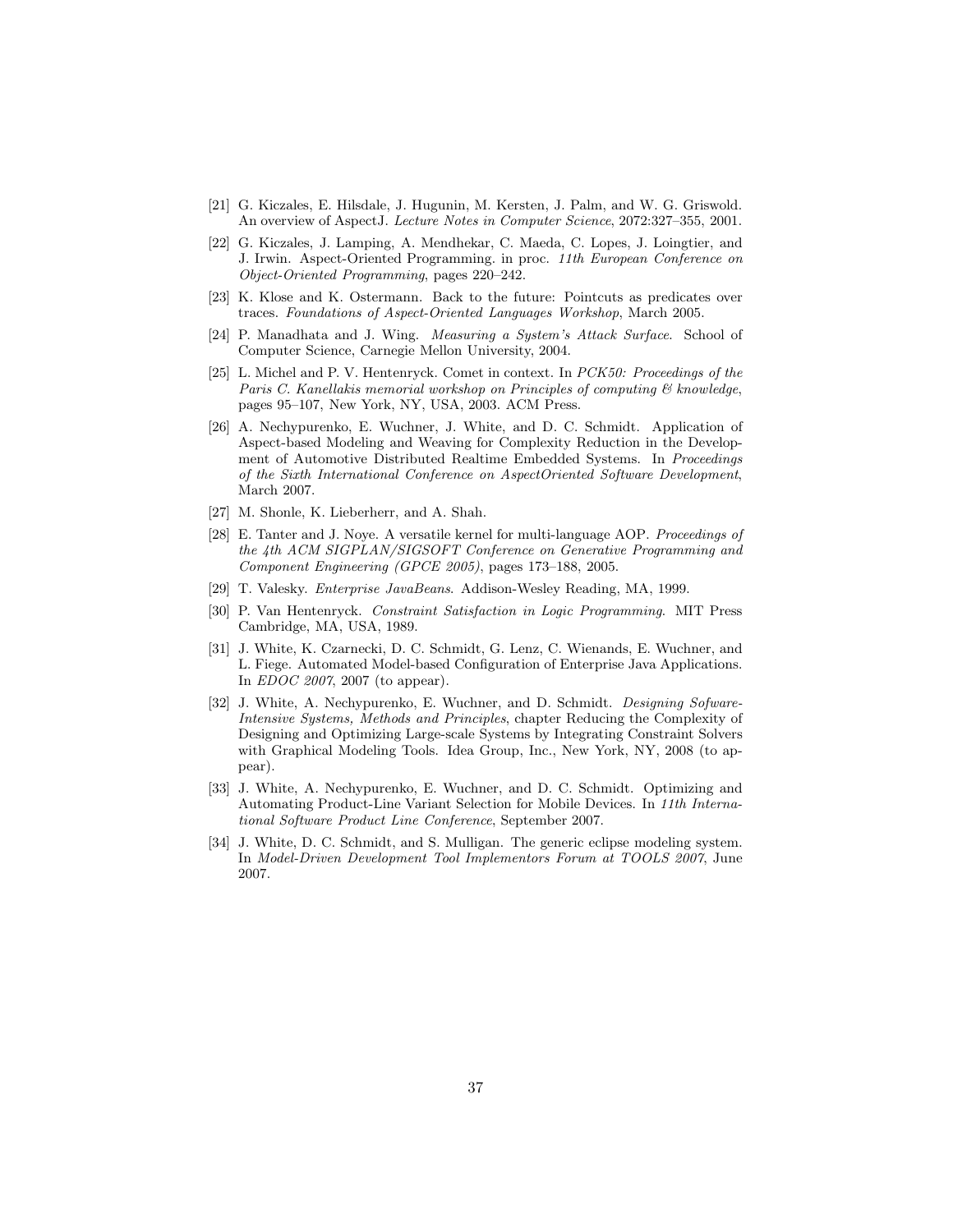[21] G. Kiczales, E. Hilsdale, J. Hugunin, M. Kersten, J. Palm, and W. G. Griswold. An overview of AspectJ. *Lecture Notes in Computer Science*, 2072:327–355, 2001.

[22] G. Kiczales, J. Lamping, A. Mendhekar, C. Maeda, C. Lopes, J. Loingtier, and J. Irwin. Aspect-Oriented Programming. in proc. *11th European Conference on Object-Oriented Programming*, pages 220–242.

[23] K. Klose and K. Ostermann. Back to the future: Pointcuts as predicates over traces. *Foundations of Aspect-Oriented Languages Workshop*, March 2005.

[24] P. Manadhata and J. Wing. *Measuring a System's Attack Surface*. School of Computer Science, Carnegie Mellon University, 2004.

[25] L. Michel and P. V. Hentenryck. Comet in context. In *PCK50: Proceedings of the Paris C. Kanellakis memorial workshop on Principles of computing & knowledge*, pages 95–107, New York, NY, USA, 2003. ACM Press.

[26] A. Nechypurenko, E. Wuchner, J. White, and D. C. Schmidt. Application of Aspect-based Modeling and Weaving for Complexity Reduction in the Development of Automotive Distributed Realtime Embedded Systems. In *Proceedings of the Sixth International Conference on AspectOriented Software Development*, March 2007.

[27] M. Shonle, K. Lieberherr, and A. Shah.

[28] E. Tanter and J. Noye. A versatile kernel for multi-language AOP. *Proceedings of the 4th ACM SIGPLAN/SIGSOFT Conference on Generative Programming and Component Engineering (GPCE 2005)*, pages 173–188, 2005.

[29] T. Valesky. *Enterprise JavaBeans*. Addison-Wesley Reading, MA, 1999.

[30] P. Van Hentenryck. *Constraint Satisfaction in Logic Programming*. MIT Press Cambridge, MA, USA, 1989.

[31] J. White, K. Czarnecki, D. C. Schmidt, G. Lenz, C. Wienands, E. Wuchner, and L. Fiege. Automated Model-based Configuration of Enterprise Java Applications. In *EDOC 2007*, 2007 (to appear).

[32] J. White, A. Nechypurenko, E. Wuchner, and D. Schmidt. *Designing Sofware-Intensive Systems, Methods and Principles*, chapter Reducing the Complexity of Designing and Optimizing Large-scale Systems by Integrating Constraint Solvers with Graphical Modeling Tools. Idea Group, Inc., New York, NY, 2008 (to appear).

[33] J. White, A. Nechypurenko, E. Wuchner, and D. C. Schmidt. Optimizing and Automating Product-Line Variant Selection for Mobile Devices. In *11th International Software Product Line Conference*, September 2007.

[34] J. White, D. C. Schmidt, and S. Mulligan. The generic eclipse modeling system. In *Model-Driven Development Tool Implementors Forum at TOOLS 2007*, June 2007.